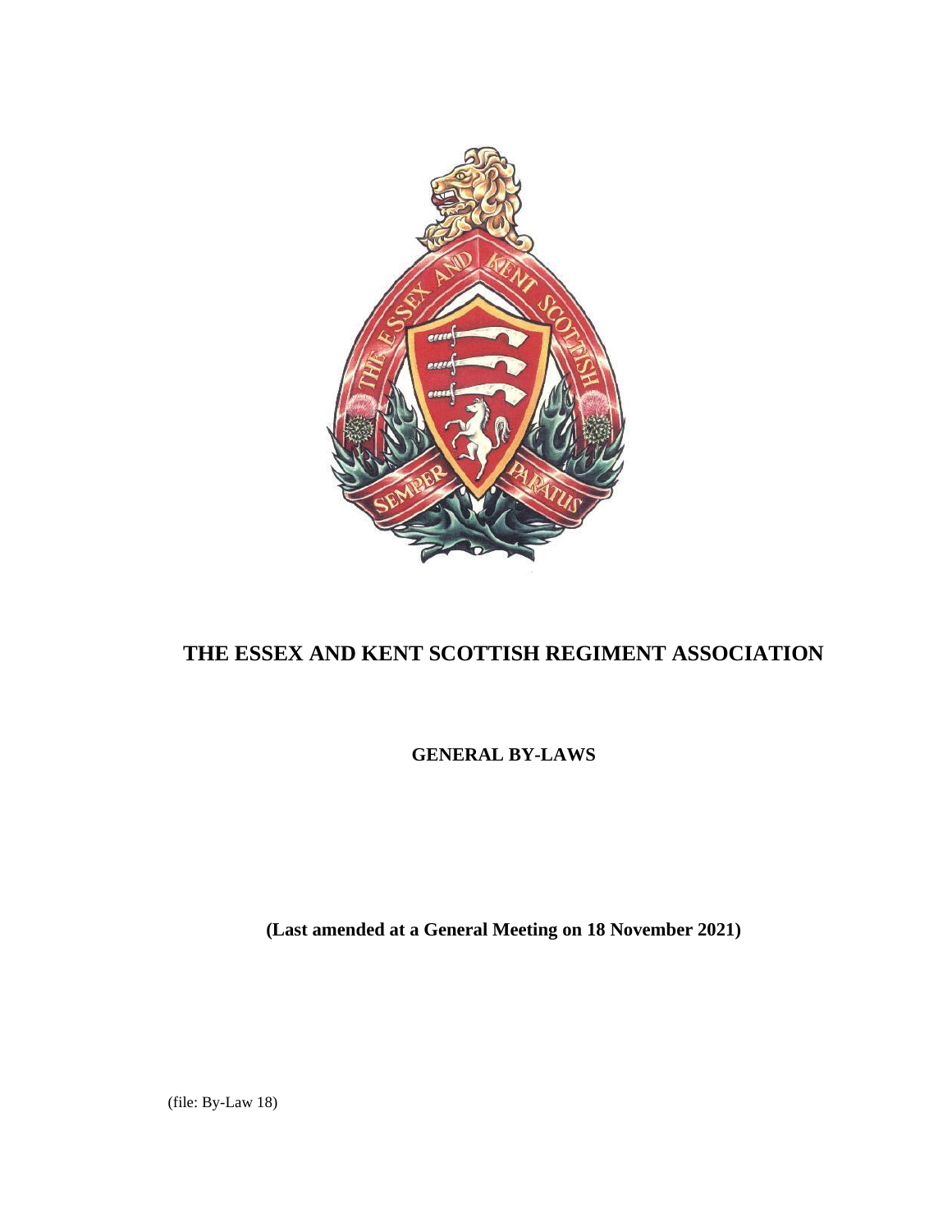# THE ESSEX AND KENT SCOTTISH REGIMENT ASSOCIATION

## GENERAL BY-LAWS

**(Last amended at a General Meeting on 18 November 2021)**

(file: By-Law 18)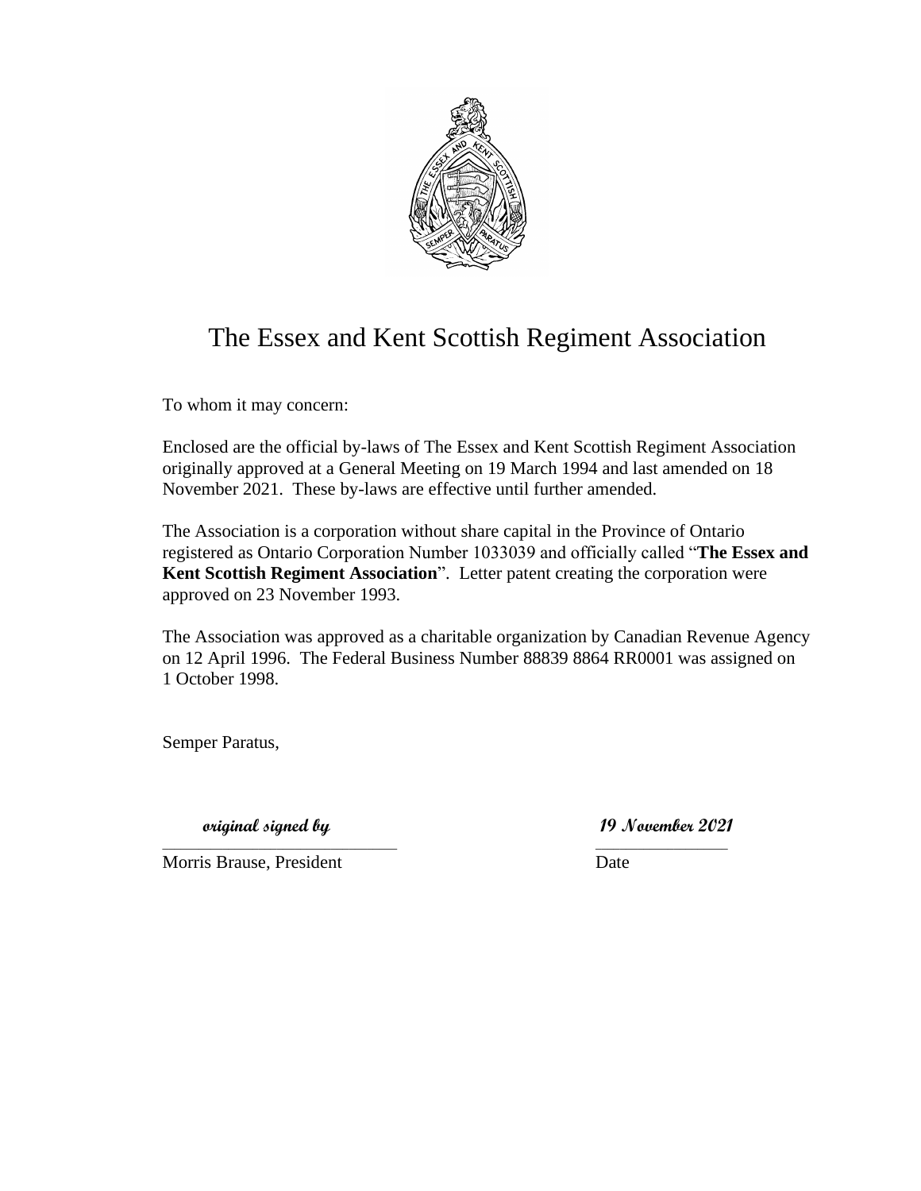# The Essex and Kent Scottish Regiment Association

To whom it may concern:

Enclosed are the official by-laws of The Essex and Kent Scottish Regiment Association originally approved at a General Meeting on 19 March 1994 and last amended on 18 November 2021. These by-laws are effective until further amended.

The Association is a corporation without share capital in the Province of Ontario registered as Ontario Corporation Number 1033039 and officially called "**The Essex and Kent Scottish Regiment Association**". Letter patent creating the corporation were approved on 23 November 1993.

The Association was approved as a charitable organization by Canadian Revenue Agency on 12 April 1996. The Federal Business Number 88839 8864 RR0001 was assigned on 1 October 1998.

Semper Paratus,

*original signed by* &nbsp;&nbsp;&nbsp;&nbsp;&nbsp;&nbsp;&nbsp;&nbsp;&nbsp;&nbsp;&nbsp;&nbsp;&nbsp;&nbsp;&nbsp;&nbsp;&nbsp;&nbsp;&nbsp;&nbsp;&nbsp;&nbsp;&nbsp;&nbsp; *19 November 2021*

Morris Brause, President &nbsp;&nbsp;&nbsp;&nbsp;&nbsp;&nbsp;&nbsp;&nbsp;&nbsp;&nbsp;&nbsp;&nbsp;&nbsp;&nbsp;&nbsp;&nbsp;&nbsp;&nbsp;&nbsp;&nbsp; Date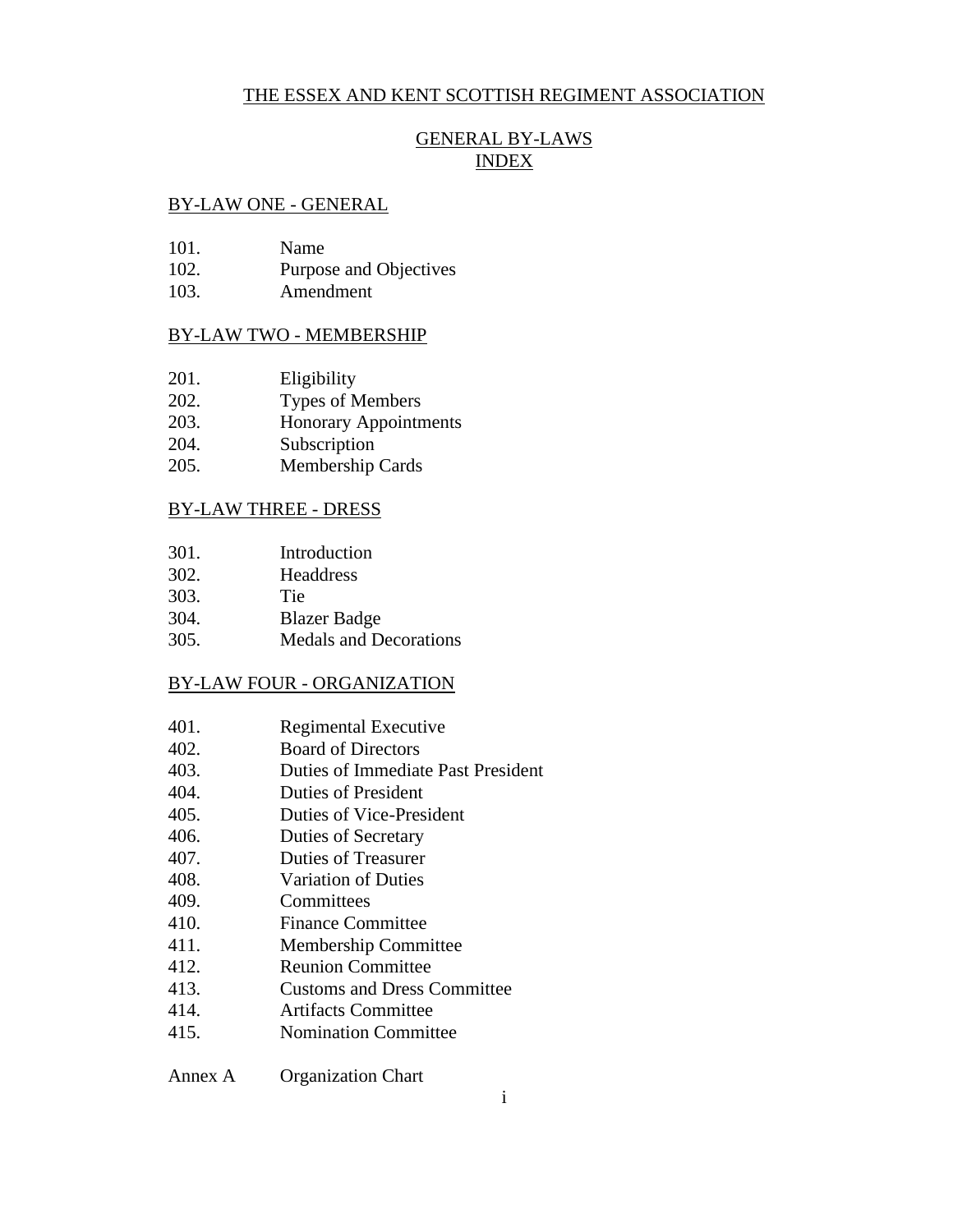# THE ESSEX AND KENT SCOTTISH REGIMENT ASSOCIATION

## GENERAL BY-LAWS
## INDEX

### BY-LAW ONE - GENERAL

| | |
|---|---|
| 101. | Name |
| 102. | Purpose and Objectives |
| 103. | Amendment |

### BY-LAW TWO - MEMBERSHIP

| | |
|---|---|
| 201. | Eligibility |
| 202. | Types of Members |
| 203. | Honorary Appointments |
| 204. | Subscription |
| 205. | Membership Cards |

### BY-LAW THREE - DRESS

| | |
|---|---|
| 301. | Introduction |
| 302. | Headdress |
| 303. | Tie |
| 304. | Blazer Badge |
| 305. | Medals and Decorations |

### BY-LAW FOUR - ORGANIZATION

| | |
|---|---|
| 401. | Regimental Executive |
| 402. | Board of Directors |
| 403. | Duties of Immediate Past President |
| 404. | Duties of President |
| 405. | Duties of Vice-President |
| 406. | Duties of Secretary |
| 407. | Duties of Treasurer |
| 408. | Variation of Duties |
| 409. | Committees |
| 410. | Finance Committee |
| 411. | Membership Committee |
| 412. | Reunion Committee |
| 413. | Customs and Dress Committee |
| 414. | Artifacts Committee |
| 415. | Nomination Committee |

| | |
|---|---|
| Annex A | Organization Chart |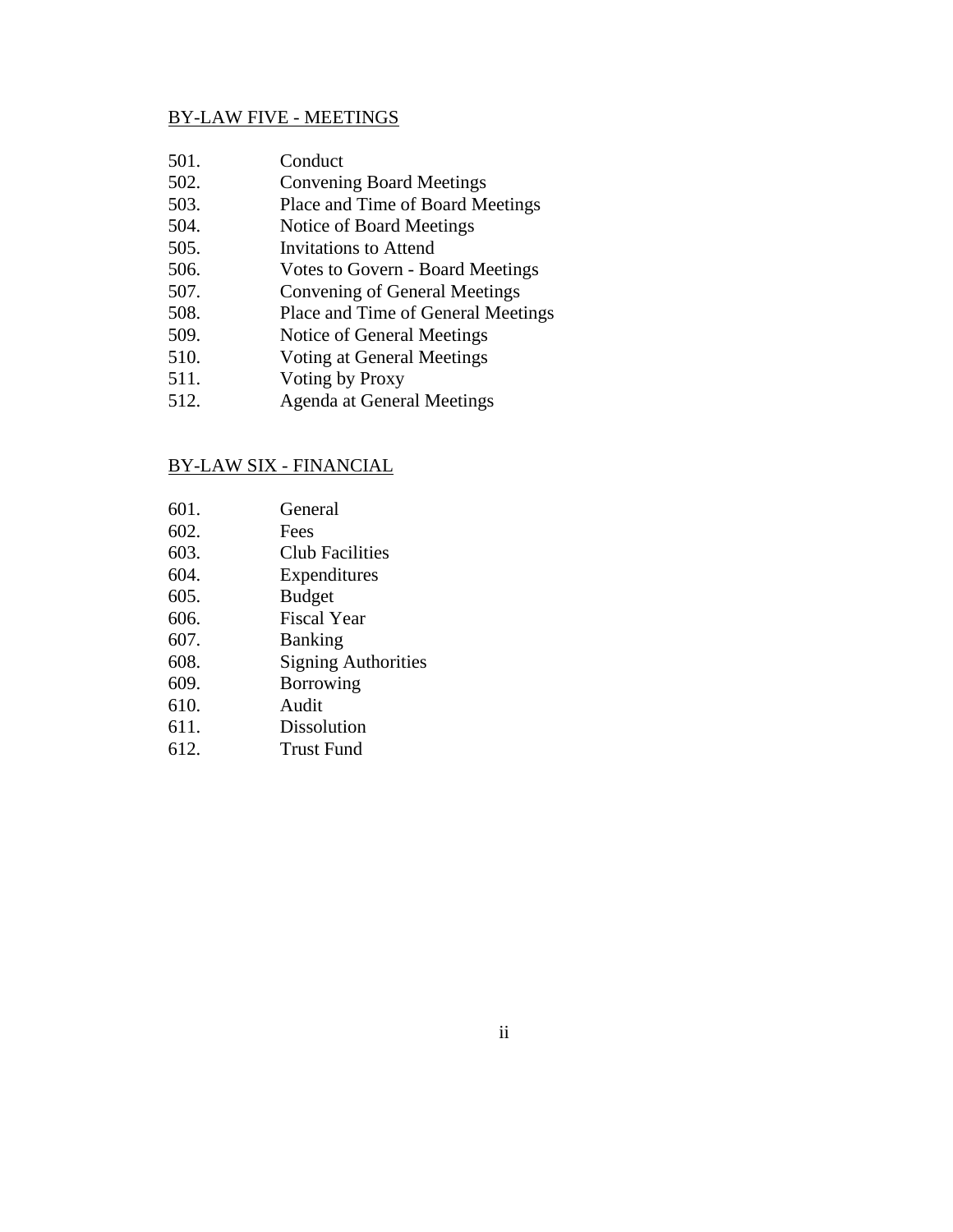<u>BY-LAW FIVE - MEETINGS</u>

501. Conduct
502. Convening Board Meetings
503. Place and Time of Board Meetings
504. Notice of Board Meetings
505. Invitations to Attend
506. Votes to Govern - Board Meetings
507. Convening of General Meetings
508. Place and Time of General Meetings
509. Notice of General Meetings
510. Voting at General Meetings
511. Voting by Proxy
512. Agenda at General Meetings

<u>BY-LAW SIX - FINANCIAL</u>

601. General
602. Fees
603. Club Facilities
604. Expenditures
605. Budget
606. Fiscal Year
607. Banking
608. Signing Authorities
609. Borrowing
610. Audit
611. Dissolution
612. Trust Fund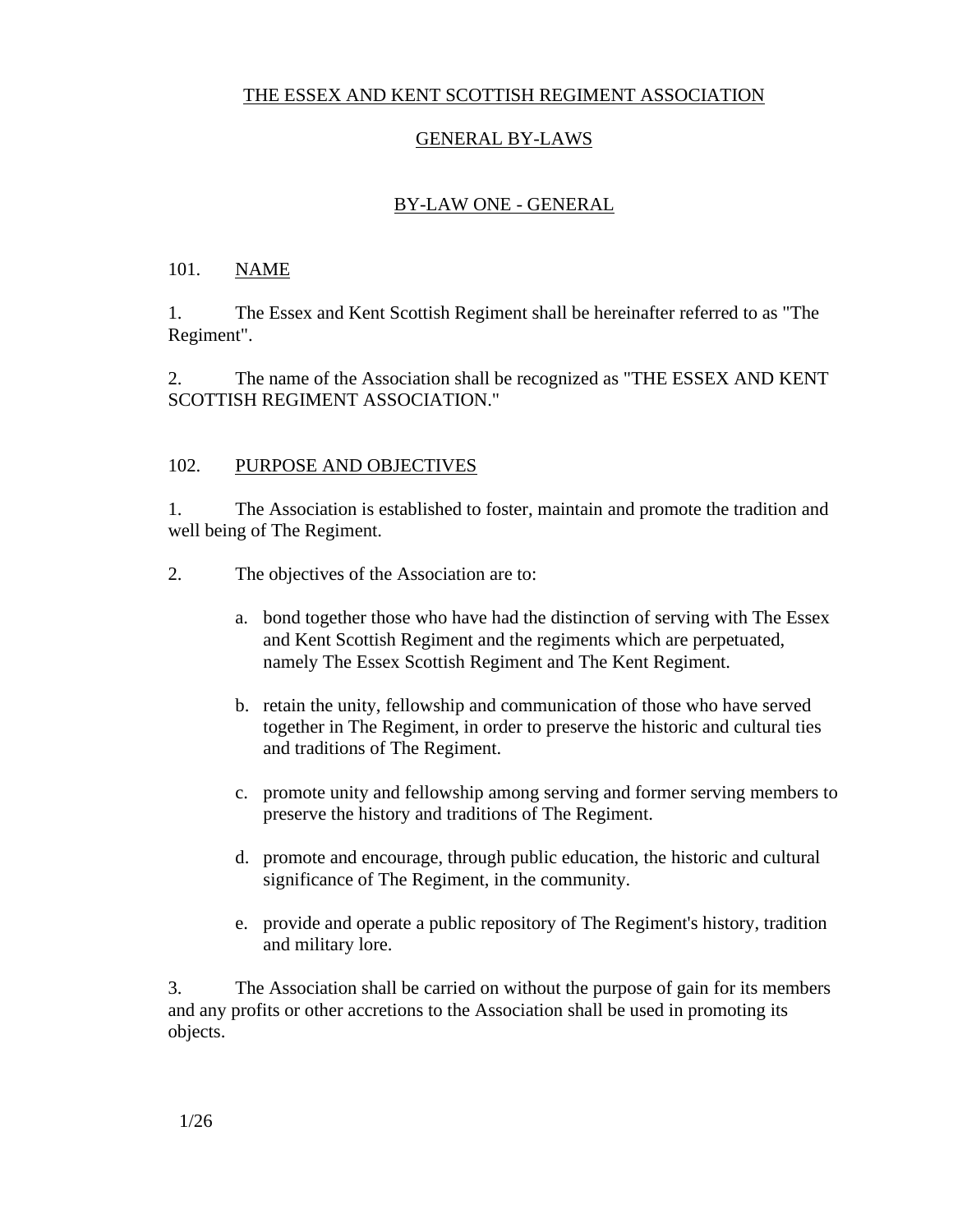# THE ESSEX AND KENT SCOTTISH REGIMENT ASSOCIATION

## GENERAL BY-LAWS

## BY-LAW ONE - GENERAL

### 101. NAME

1. The Essex and Kent Scottish Regiment shall be hereinafter referred to as "The Regiment".

2. The name of the Association shall be recognized as "THE ESSEX AND KENT SCOTTISH REGIMENT ASSOCIATION."

### 102. PURPOSE AND OBJECTIVES

1. The Association is established to foster, maintain and promote the tradition and well being of The Regiment.

2. The objectives of the Association are to:

   a. bond together those who have had the distinction of serving with The Essex and Kent Scottish Regiment and the regiments which are perpetuated, namely The Essex Scottish Regiment and The Kent Regiment.

   b. retain the unity, fellowship and communication of those who have served together in The Regiment, in order to preserve the historic and cultural ties and traditions of The Regiment.

   c. promote unity and fellowship among serving and former serving members to preserve the history and traditions of The Regiment.

   d. promote and encourage, through public education, the historic and cultural significance of The Regiment, in the community.

   e. provide and operate a public repository of The Regiment's history, tradition and military lore.

3. The Association shall be carried on without the purpose of gain for its members and any profits or other accretions to the Association shall be used in promoting its objects.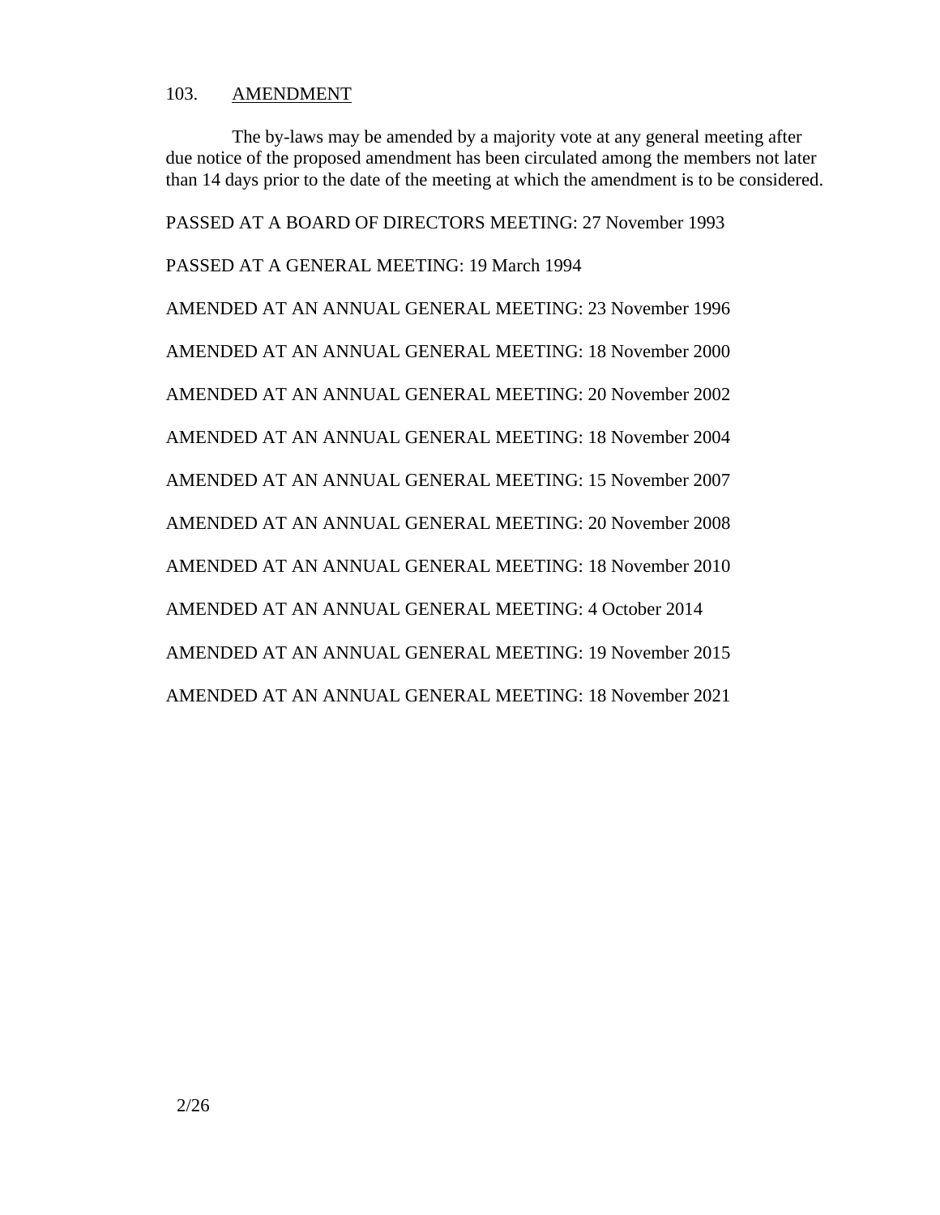## 103. AMENDMENT

The by-laws may be amended by a majority vote at any general meeting after due notice of the proposed amendment has been circulated among the members not later than 14 days prior to the date of the meeting at which the amendment is to be considered.

PASSED AT A BOARD OF DIRECTORS MEETING: 27 November 1993

PASSED AT A GENERAL MEETING: 19 March 1994

AMENDED AT AN ANNUAL GENERAL MEETING: 23 November 1996

AMENDED AT AN ANNUAL GENERAL MEETING: 18 November 2000

AMENDED AT AN ANNUAL GENERAL MEETING: 20 November 2002

AMENDED AT AN ANNUAL GENERAL MEETING: 18 November 2004

AMENDED AT AN ANNUAL GENERAL MEETING: 15 November 2007

AMENDED AT AN ANNUAL GENERAL MEETING: 20 November 2008

AMENDED AT AN ANNUAL GENERAL MEETING: 18 November 2010

AMENDED AT AN ANNUAL GENERAL MEETING: 4 October 2014

AMENDED AT AN ANNUAL GENERAL MEETING: 19 November 2015

AMENDED AT AN ANNUAL GENERAL MEETING: 18 November 2021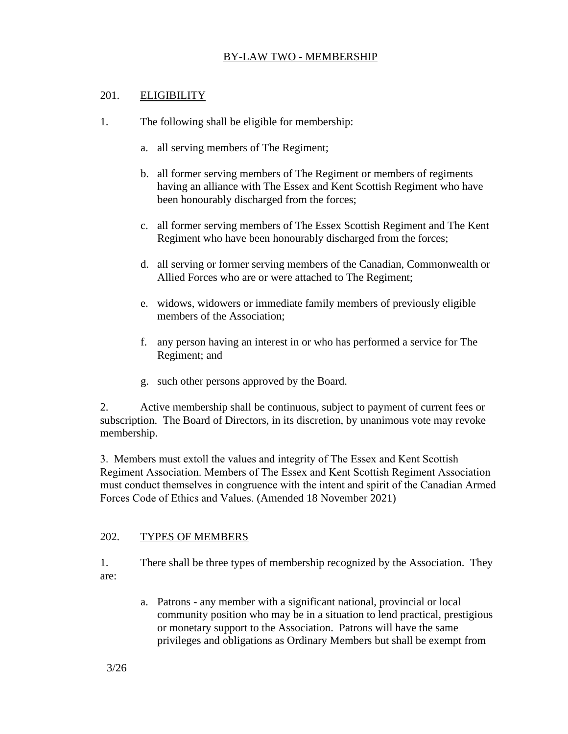## BY-LAW TWO - MEMBERSHIP

### 201. ELIGIBILITY

1. The following shall be eligible for membership:

   a. all serving members of The Regiment;

   b. all former serving members of The Regiment or members of regiments having an alliance with The Essex and Kent Scottish Regiment who have been honourably discharged from the forces;

   c. all former serving members of The Essex Scottish Regiment and The Kent Regiment who have been honourably discharged from the forces;

   d. all serving or former serving members of the Canadian, Commonwealth or Allied Forces who are or were attached to The Regiment;

   e. widows, widowers or immediate family members of previously eligible members of the Association;

   f. any person having an interest in or who has performed a service for The Regiment; and

   g. such other persons approved by the Board.

2. Active membership shall be continuous, subject to payment of current fees or subscription. The Board of Directors, in its discretion, by unanimous vote may revoke membership.

3. Members must extoll the values and integrity of The Essex and Kent Scottish Regiment Association. Members of The Essex and Kent Scottish Regiment Association must conduct themselves in congruence with the intent and spirit of the Canadian Armed Forces Code of Ethics and Values. (Amended 18 November 2021)

### 202. TYPES OF MEMBERS

1. There shall be three types of membership recognized by the Association. They are:

   a. Patrons - any member with a significant national, provincial or local community position who may be in a situation to lend practical, prestigious or monetary support to the Association. Patrons will have the same privileges and obligations as Ordinary Members but shall be exempt from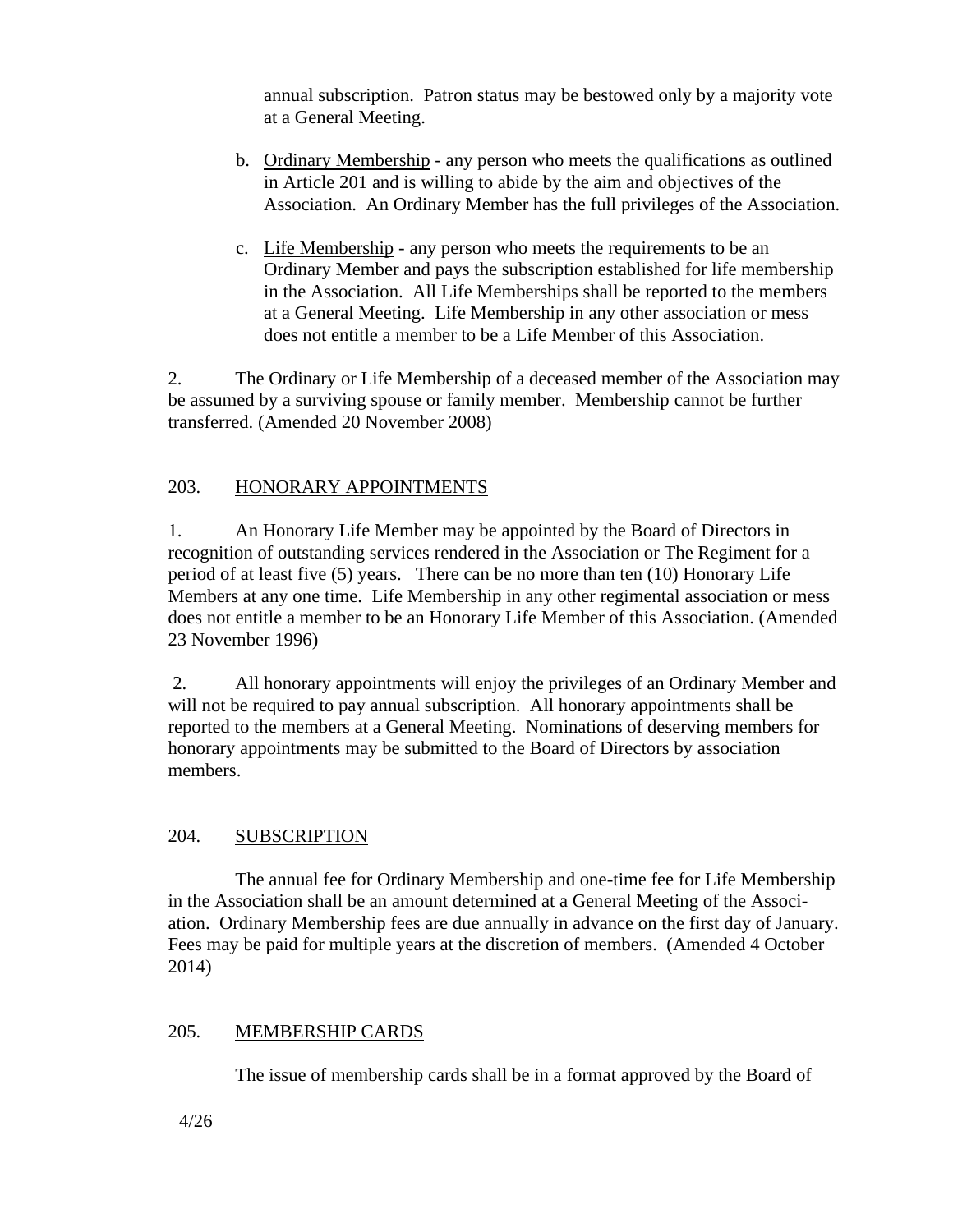annual subscription. Patron status may be bestowed only by a majority vote at a General Meeting.

b. Ordinary Membership - any person who meets the qualifications as outlined in Article 201 and is willing to abide by the aim and objectives of the Association. An Ordinary Member has the full privileges of the Association.

c. Life Membership - any person who meets the requirements to be an Ordinary Member and pays the subscription established for life membership in the Association. All Life Memberships shall be reported to the members at a General Meeting. Life Membership in any other association or mess does not entitle a member to be a Life Member of this Association.

2. The Ordinary or Life Membership of a deceased member of the Association may be assumed by a surviving spouse or family member. Membership cannot be further transferred. (Amended 20 November 2008)

## 203. HONORARY APPOINTMENTS

1. An Honorary Life Member may be appointed by the Board of Directors in recognition of outstanding services rendered in the Association or The Regiment for a period of at least five (5) years. There can be no more than ten (10) Honorary Life Members at any one time. Life Membership in any other regimental association or mess does not entitle a member to be an Honorary Life Member of this Association. (Amended 23 November 1996)

2. All honorary appointments will enjoy the privileges of an Ordinary Member and will not be required to pay annual subscription. All honorary appointments shall be reported to the members at a General Meeting. Nominations of deserving members for honorary appointments may be submitted to the Board of Directors by association members.

## 204. SUBSCRIPTION

The annual fee for Ordinary Membership and one-time fee for Life Membership in the Association shall be an amount determined at a General Meeting of the Association. Ordinary Membership fees are due annually in advance on the first day of January. Fees may be paid for multiple years at the discretion of members. (Amended 4 October 2014)

## 205. MEMBERSHIP CARDS

The issue of membership cards shall be in a format approved by the Board of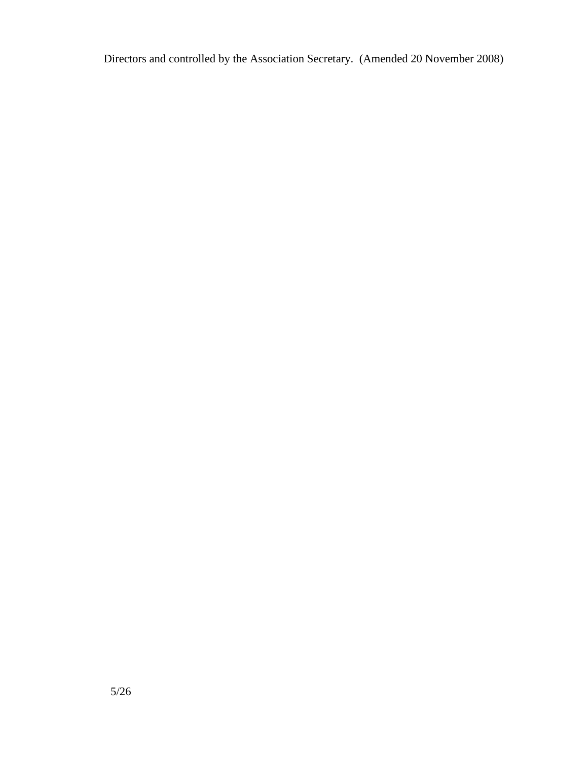Directors and controlled by the Association Secretary. (Amended 20 November 2008)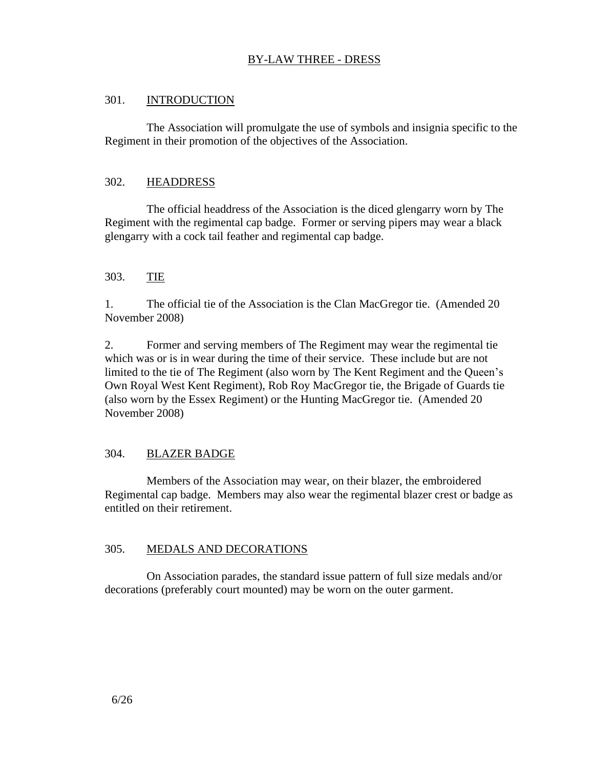# BY-LAW THREE - DRESS

## 301. INTRODUCTION

The Association will promulgate the use of symbols and insignia specific to the Regiment in their promotion of the objectives of the Association.

## 302. HEADDRESS

The official headdress of the Association is the diced glengarry worn by The Regiment with the regimental cap badge. Former or serving pipers may wear a black glengarry with a cock tail feather and regimental cap badge.

## 303. TIE

1. The official tie of the Association is the Clan MacGregor tie. (Amended 20 November 2008)

2. Former and serving members of The Regiment may wear the regimental tie which was or is in wear during the time of their service. These include but are not limited to the tie of The Regiment (also worn by The Kent Regiment and the Queen's Own Royal West Kent Regiment), Rob Roy MacGregor tie, the Brigade of Guards tie (also worn by the Essex Regiment) or the Hunting MacGregor tie. (Amended 20 November 2008)

## 304. BLAZER BADGE

Members of the Association may wear, on their blazer, the embroidered Regimental cap badge. Members may also wear the regimental blazer crest or badge as entitled on their retirement.

## 305. MEDALS AND DECORATIONS

On Association parades, the standard issue pattern of full size medals and/or decorations (preferably court mounted) may be worn on the outer garment.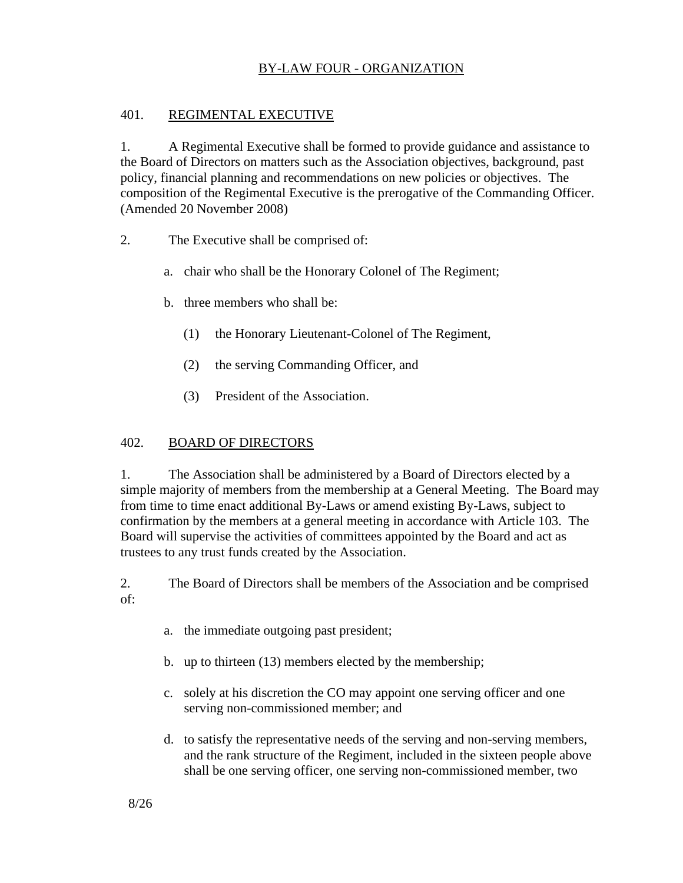## BY-LAW FOUR - ORGANIZATION

### 401. REGIMENTAL EXECUTIVE

1. A Regimental Executive shall be formed to provide guidance and assistance to the Board of Directors on matters such as the Association objectives, background, past policy, financial planning and recommendations on new policies or objectives. The composition of the Regimental Executive is the prerogative of the Commanding Officer. (Amended 20 November 2008)

2. The Executive shall be comprised of:

   a. chair who shall be the Honorary Colonel of The Regiment;

   b. three members who shall be:

      (1) the Honorary Lieutenant-Colonel of The Regiment,

      (2) the serving Commanding Officer, and

      (3) President of the Association.

### 402. BOARD OF DIRECTORS

1. The Association shall be administered by a Board of Directors elected by a simple majority of members from the membership at a General Meeting. The Board may from time to time enact additional By-Laws or amend existing By-Laws, subject to confirmation by the members at a general meeting in accordance with Article 103. The Board will supervise the activities of committees appointed by the Board and act as trustees to any trust funds created by the Association.

2. The Board of Directors shall be members of the Association and be comprised of:

   a. the immediate outgoing past president;

   b. up to thirteen (13) members elected by the membership;

   c. solely at his discretion the CO may appoint one serving officer and one serving non-commissioned member; and

   d. to satisfy the representative needs of the serving and non-serving members, and the rank structure of the Regiment, included in the sixteen people above shall be one serving officer, one serving non-commissioned member, two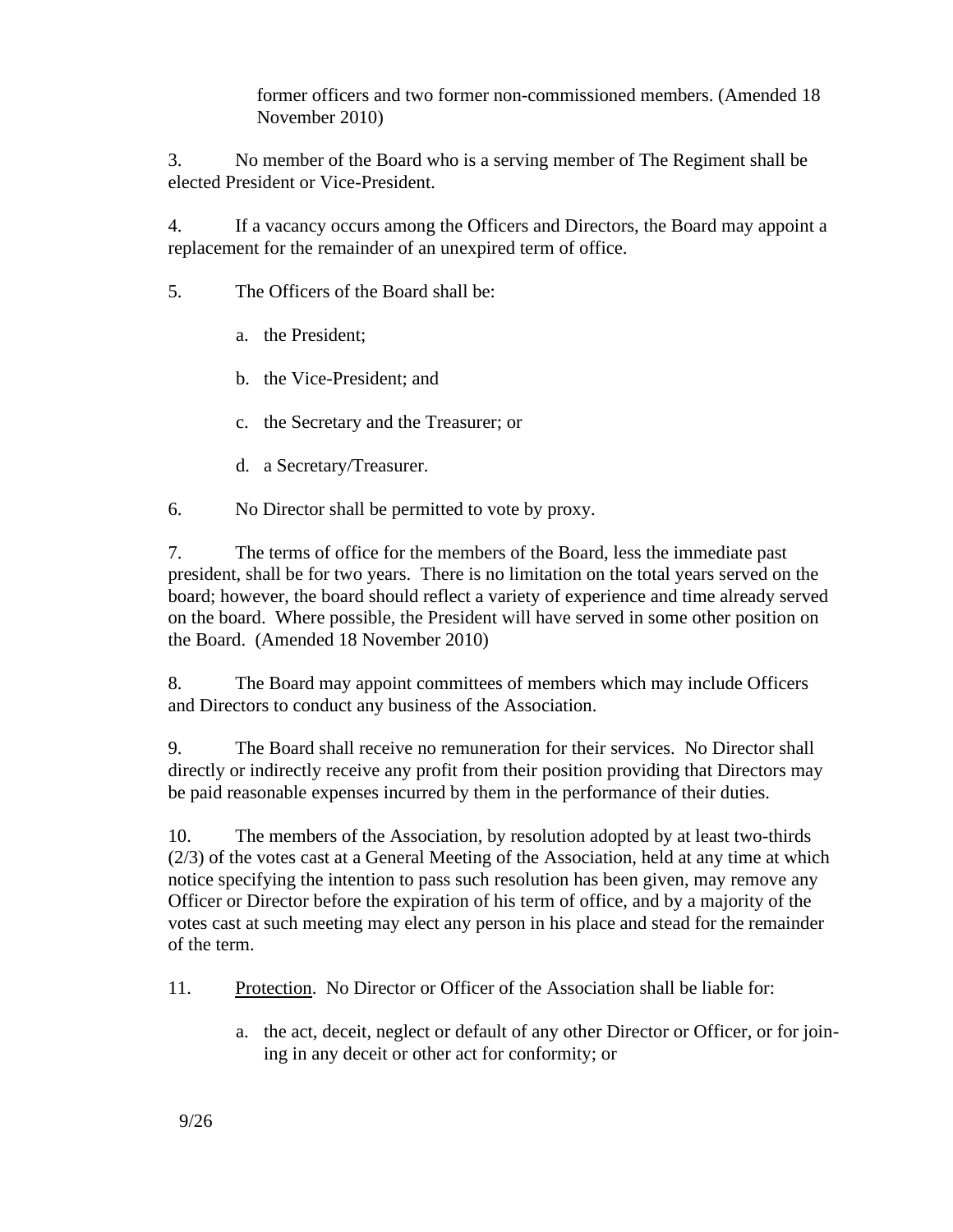former officers and two former non-commissioned members. (Amended 18 November 2010)

3. No member of the Board who is a serving member of The Regiment shall be elected President or Vice-President.

4. If a vacancy occurs among the Officers and Directors, the Board may appoint a replacement for the remainder of an unexpired term of office.

5. The Officers of the Board shall be:

   a. the President;

   b. the Vice-President; and

   c. the Secretary and the Treasurer; or

   d. a Secretary/Treasurer.

6. No Director shall be permitted to vote by proxy.

7. The terms of office for the members of the Board, less the immediate past president, shall be for two years. There is no limitation on the total years served on the board; however, the board should reflect a variety of experience and time already served on the board. Where possible, the President will have served in some other position on the Board. (Amended 18 November 2010)

8. The Board may appoint committees of members which may include Officers and Directors to conduct any business of the Association.

9. The Board shall receive no remuneration for their services. No Director shall directly or indirectly receive any profit from their position providing that Directors may be paid reasonable expenses incurred by them in the performance of their duties.

10. The members of the Association, by resolution adopted by at least two-thirds (2/3) of the votes cast at a General Meeting of the Association, held at any time at which notice specifying the intention to pass such resolution has been given, may remove any Officer or Director before the expiration of his term of office, and by a majority of the votes cast at such meeting may elect any person in his place and stead for the remainder of the term.

11. Protection. No Director or Officer of the Association shall be liable for:

   a. the act, deceit, neglect or default of any other Director or Officer, or for joining in any deceit or other act for conformity; or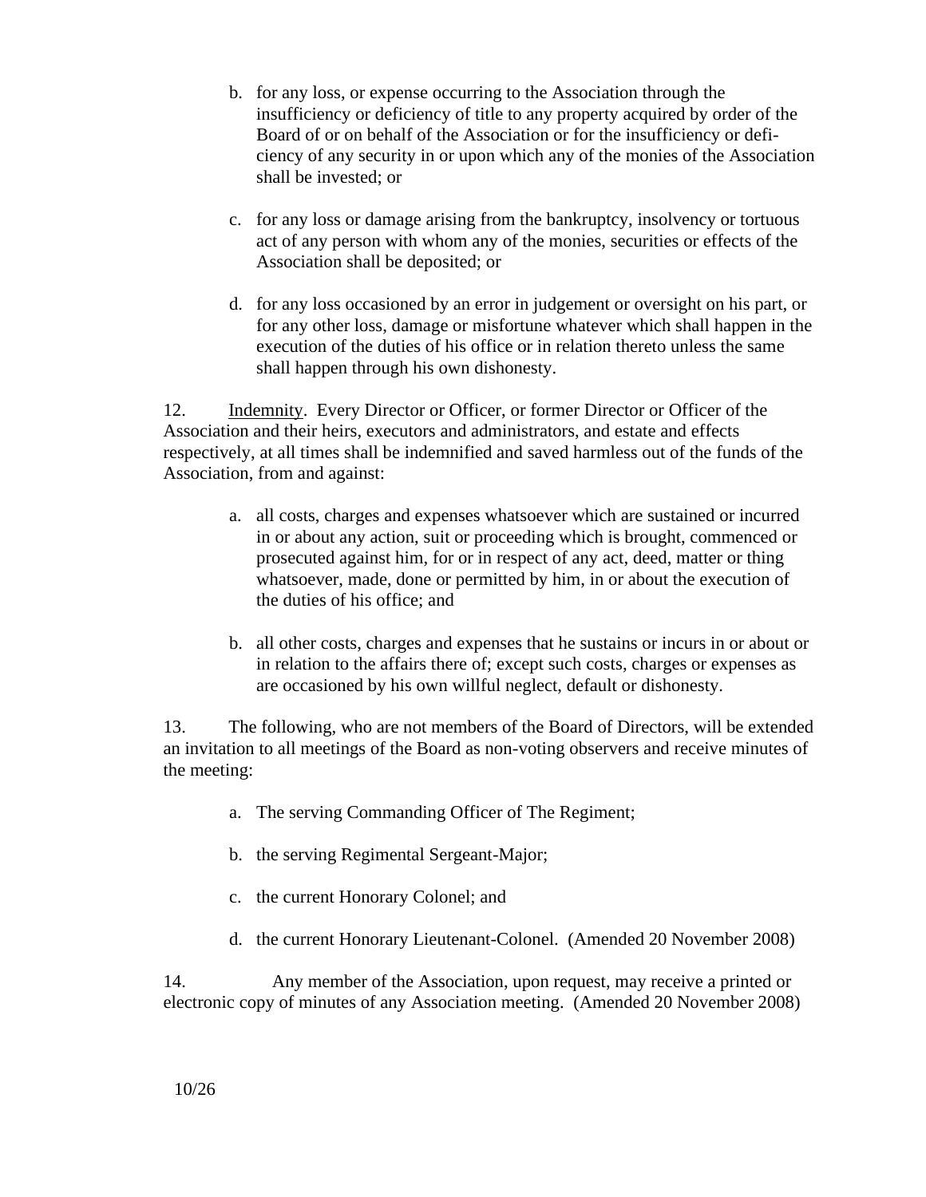b. for any loss, or expense occurring to the Association through the insufficiency or deficiency of title to any property acquired by order of the Board of or on behalf of the Association or for the insufficiency or deficiency of any security in or upon which any of the monies of the Association shall be invested; or

c. for any loss or damage arising from the bankruptcy, insolvency or tortuous act of any person with whom any of the monies, securities or effects of the Association shall be deposited; or

d. for any loss occasioned by an error in judgement or oversight on his part, or for any other loss, damage or misfortune whatever which shall happen in the execution of the duties of his office or in relation thereto unless the same shall happen through his own dishonesty.

12. Indemnity. Every Director or Officer, or former Director or Officer of the Association and their heirs, executors and administrators, and estate and effects respectively, at all times shall be indemnified and saved harmless out of the funds of the Association, from and against:

a. all costs, charges and expenses whatsoever which are sustained or incurred in or about any action, suit or proceeding which is brought, commenced or prosecuted against him, for or in respect of any act, deed, matter or thing whatsoever, made, done or permitted by him, in or about the execution of the duties of his office; and

b. all other costs, charges and expenses that he sustains or incurs in or about or in relation to the affairs there of; except such costs, charges or expenses as are occasioned by his own willful neglect, default or dishonesty.

13. The following, who are not members of the Board of Directors, will be extended an invitation to all meetings of the Board as non-voting observers and receive minutes of the meeting:

a. The serving Commanding Officer of The Regiment;

b. the serving Regimental Sergeant-Major;

c. the current Honorary Colonel; and

d. the current Honorary Lieutenant-Colonel. (Amended 20 November 2008)

14. Any member of the Association, upon request, may receive a printed or electronic copy of minutes of any Association meeting. (Amended 20 November 2008)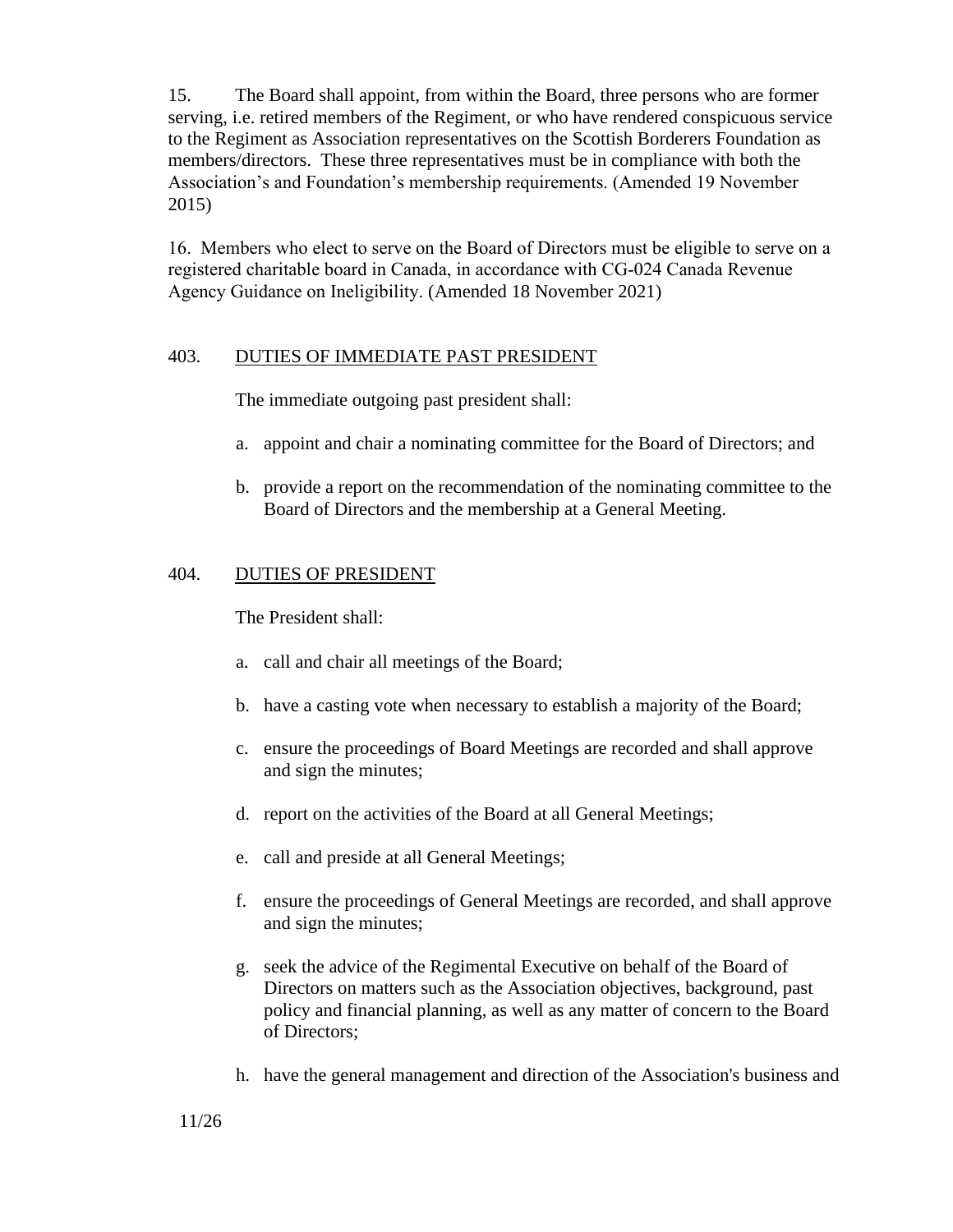15. The Board shall appoint, from within the Board, three persons who are former serving, i.e. retired members of the Regiment, or who have rendered conspicuous service to the Regiment as Association representatives on the Scottish Borderers Foundation as members/directors. These three representatives must be in compliance with both the Association's and Foundation's membership requirements. (Amended 19 November 2015)

16. Members who elect to serve on the Board of Directors must be eligible to serve on a registered charitable board in Canada, in accordance with CG-024 Canada Revenue Agency Guidance on Ineligibility. (Amended 18 November 2021)

## 403. DUTIES OF IMMEDIATE PAST PRESIDENT

The immediate outgoing past president shall:

a. appoint and chair a nominating committee for the Board of Directors; and

b. provide a report on the recommendation of the nominating committee to the Board of Directors and the membership at a General Meeting.

## 404. DUTIES OF PRESIDENT

The President shall:

a. call and chair all meetings of the Board;

b. have a casting vote when necessary to establish a majority of the Board;

c. ensure the proceedings of Board Meetings are recorded and shall approve and sign the minutes;

d. report on the activities of the Board at all General Meetings;

e. call and preside at all General Meetings;

f. ensure the proceedings of General Meetings are recorded, and shall approve and sign the minutes;

g. seek the advice of the Regimental Executive on behalf of the Board of Directors on matters such as the Association objectives, background, past policy and financial planning, as well as any matter of concern to the Board of Directors;

h. have the general management and direction of the Association's business and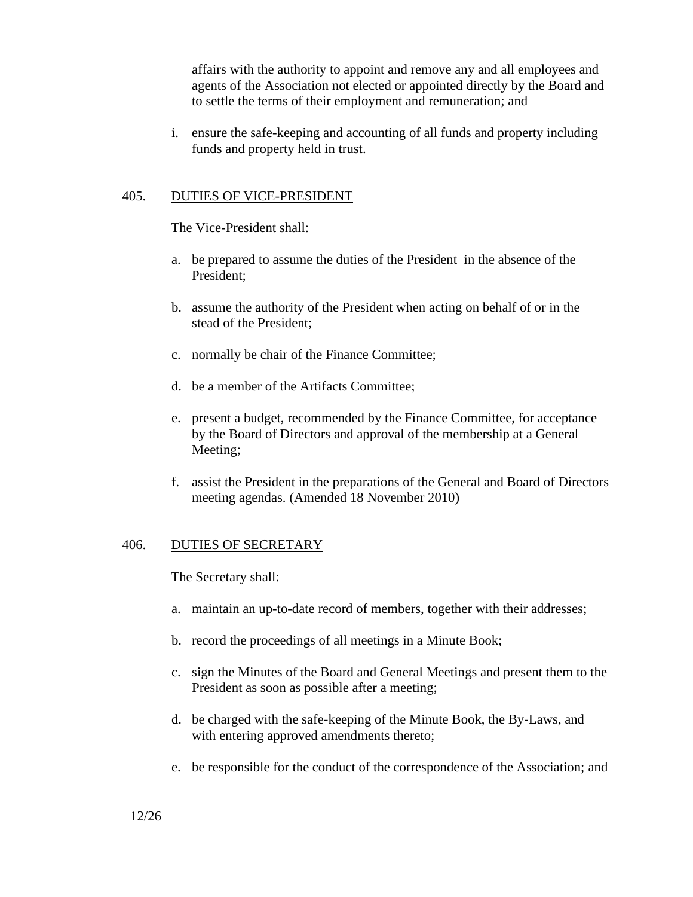affairs with the authority to appoint and remove any and all employees and agents of the Association not elected or appointed directly by the Board and to settle the terms of their employment and remuneration; and

i. ensure the safe-keeping and accounting of all funds and property including funds and property held in trust.

## 405. DUTIES OF VICE-PRESIDENT

The Vice-President shall:

a. be prepared to assume the duties of the President in the absence of the President;

b. assume the authority of the President when acting on behalf of or in the stead of the President;

c. normally be chair of the Finance Committee;

d. be a member of the Artifacts Committee;

e. present a budget, recommended by the Finance Committee, for acceptance by the Board of Directors and approval of the membership at a General Meeting;

f. assist the President in the preparations of the General and Board of Directors meeting agendas. (Amended 18 November 2010)

## 406. DUTIES OF SECRETARY

The Secretary shall:

a. maintain an up-to-date record of members, together with their addresses;

b. record the proceedings of all meetings in a Minute Book;

c. sign the Minutes of the Board and General Meetings and present them to the President as soon as possible after a meeting;

d. be charged with the safe-keeping of the Minute Book, the By-Laws, and with entering approved amendments thereto;

e. be responsible for the conduct of the correspondence of the Association; and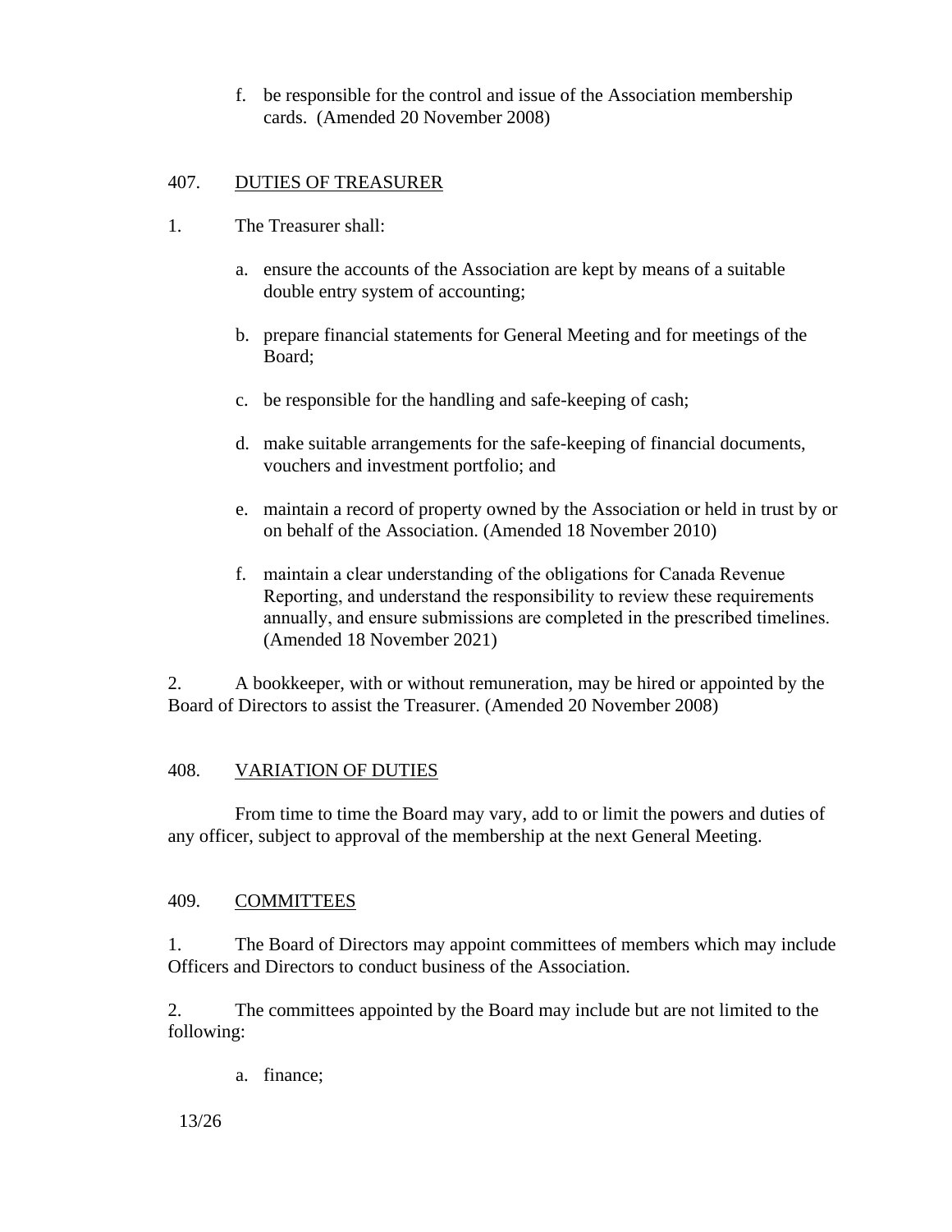f. be responsible for the control and issue of the Association membership cards. (Amended 20 November 2008)

407. DUTIES OF TREASURER

1. The Treasurer shall:

a. ensure the accounts of the Association are kept by means of a suitable double entry system of accounting;

b. prepare financial statements for General Meeting and for meetings of the Board;

c. be responsible for the handling and safe-keeping of cash;

d. make suitable arrangements for the safe-keeping of financial documents, vouchers and investment portfolio; and

e. maintain a record of property owned by the Association or held in trust by or on behalf of the Association. (Amended 18 November 2010)

f. maintain a clear understanding of the obligations for Canada Revenue Reporting, and understand the responsibility to review these requirements annually, and ensure submissions are completed in the prescribed timelines. (Amended 18 November 2021)

2. A bookkeeper, with or without remuneration, may be hired or appointed by the Board of Directors to assist the Treasurer. (Amended 20 November 2008)

408. VARIATION OF DUTIES

From time to time the Board may vary, add to or limit the powers and duties of any officer, subject to approval of the membership at the next General Meeting.

409. COMMITTEES

1. The Board of Directors may appoint committees of members which may include Officers and Directors to conduct business of the Association.

2. The committees appointed by the Board may include but are not limited to the following:

a. finance;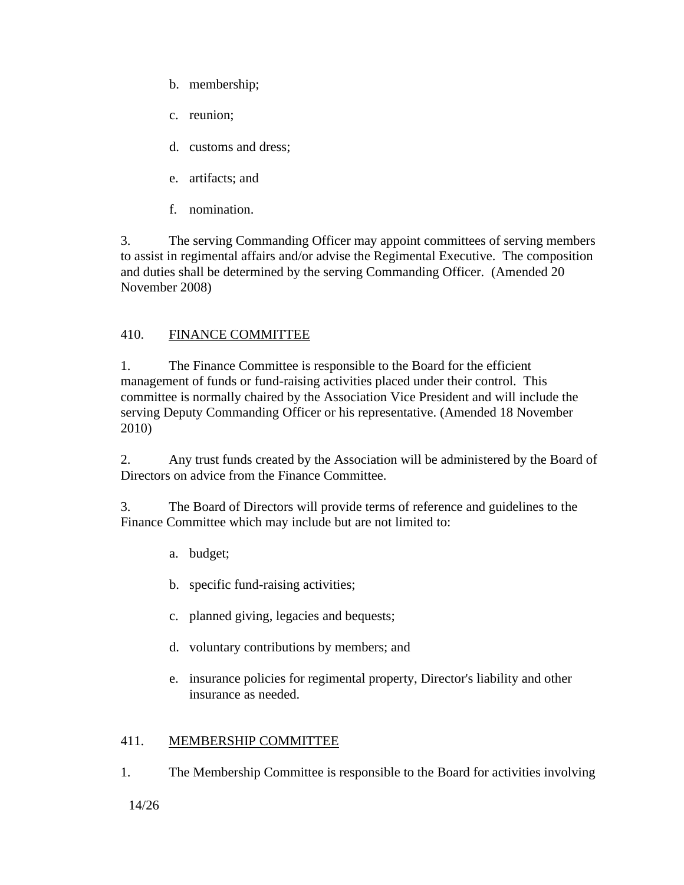b. membership;

c. reunion;

d. customs and dress;

e. artifacts; and

f. nomination.

3. The serving Commanding Officer may appoint committees of serving members to assist in regimental affairs and/or advise the Regimental Executive. The composition and duties shall be determined by the serving Commanding Officer. (Amended 20 November 2008)

## 410. FINANCE COMMITTEE

1. The Finance Committee is responsible to the Board for the efficient management of funds or fund-raising activities placed under their control. This committee is normally chaired by the Association Vice President and will include the serving Deputy Commanding Officer or his representative. (Amended 18 November 2010)

2. Any trust funds created by the Association will be administered by the Board of Directors on advice from the Finance Committee.

3. The Board of Directors will provide terms of reference and guidelines to the Finance Committee which may include but are not limited to:

a. budget;

b. specific fund-raising activities;

c. planned giving, legacies and bequests;

d. voluntary contributions by members; and

e. insurance policies for regimental property, Director's liability and other insurance as needed.

## 411. MEMBERSHIP COMMITTEE

1. The Membership Committee is responsible to the Board for activities involving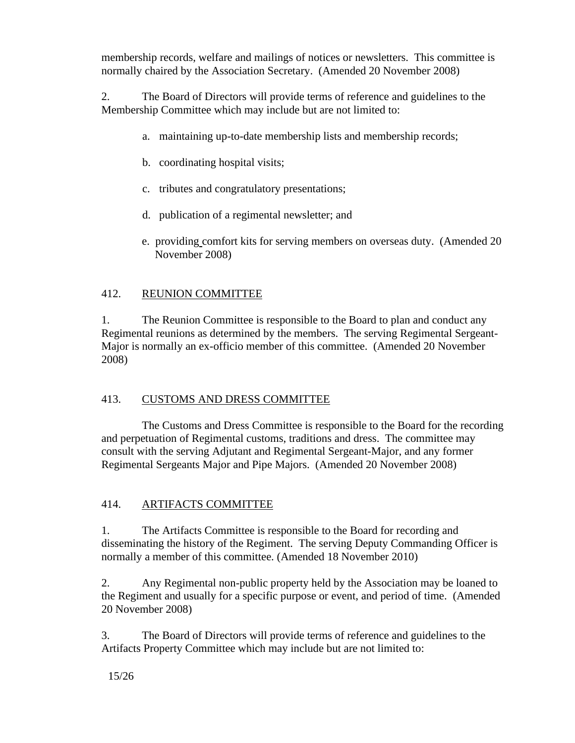membership records, welfare and mailings of notices or newsletters. This committee is normally chaired by the Association Secretary. (Amended 20 November 2008)

2. The Board of Directors will provide terms of reference and guidelines to the Membership Committee which may include but are not limited to:

a. maintaining up-to-date membership lists and membership records;

b. coordinating hospital visits;

c. tributes and congratulatory presentations;

d. publication of a regimental newsletter; and

e. providing comfort kits for serving members on overseas duty. (Amended 20 November 2008)

## 412. REUNION COMMITTEE

1. The Reunion Committee is responsible to the Board to plan and conduct any Regimental reunions as determined by the members. The serving Regimental Sergeant-Major is normally an ex-officio member of this committee. (Amended 20 November 2008)

## 413. CUSTOMS AND DRESS COMMITTEE

The Customs and Dress Committee is responsible to the Board for the recording and perpetuation of Regimental customs, traditions and dress. The committee may consult with the serving Adjutant and Regimental Sergeant-Major, and any former Regimental Sergeants Major and Pipe Majors. (Amended 20 November 2008)

## 414. ARTIFACTS COMMITTEE

1. The Artifacts Committee is responsible to the Board for recording and disseminating the history of the Regiment. The serving Deputy Commanding Officer is normally a member of this committee. (Amended 18 November 2010)

2. Any Regimental non-public property held by the Association may be loaned to the Regiment and usually for a specific purpose or event, and period of time. (Amended 20 November 2008)

3. The Board of Directors will provide terms of reference and guidelines to the Artifacts Property Committee which may include but are not limited to: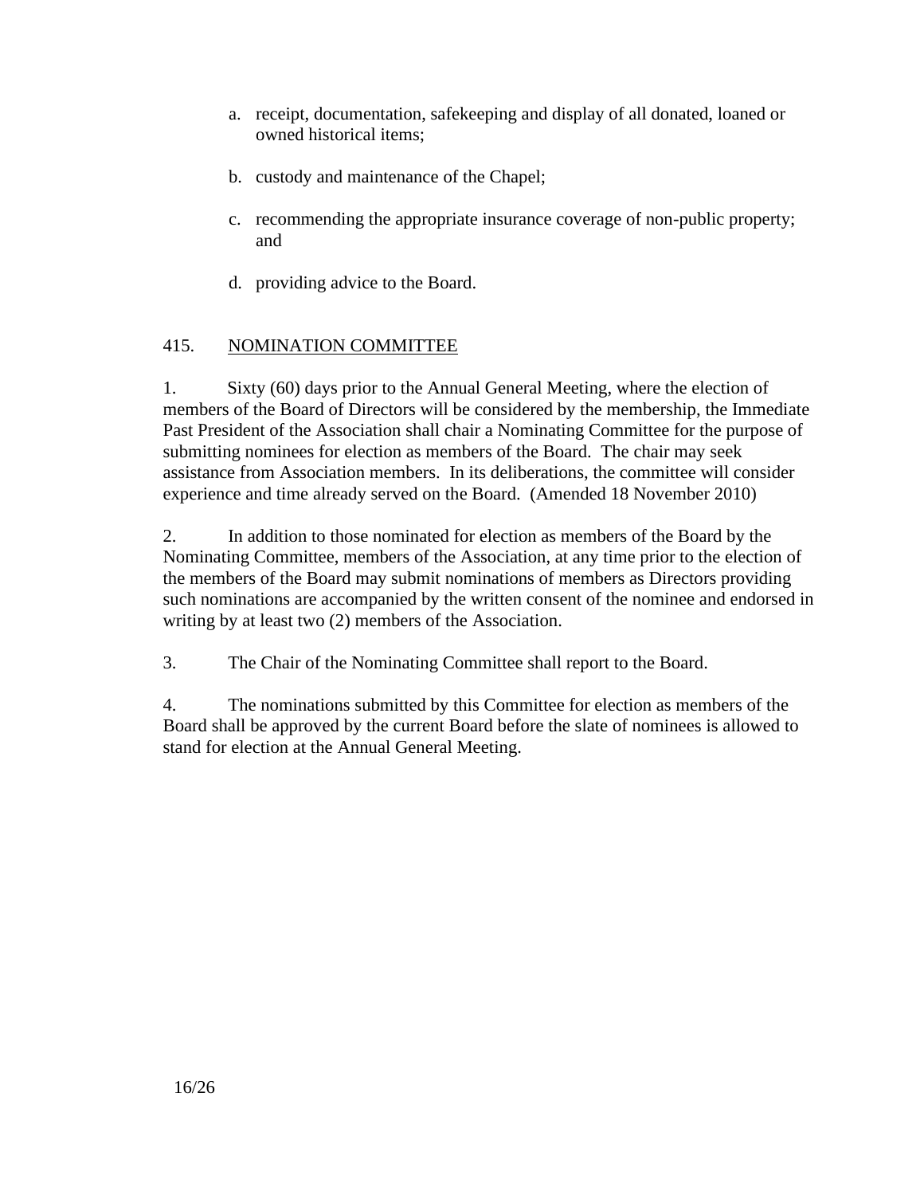a. receipt, documentation, safekeeping and display of all donated, loaned or owned historical items;

b. custody and maintenance of the Chapel;

c. recommending the appropriate insurance coverage of non-public property; and

d. providing advice to the Board.

415. NOMINATION COMMITTEE

1. Sixty (60) days prior to the Annual General Meeting, where the election of members of the Board of Directors will be considered by the membership, the Immediate Past President of the Association shall chair a Nominating Committee for the purpose of submitting nominees for election as members of the Board. The chair may seek assistance from Association members. In its deliberations, the committee will consider experience and time already served on the Board. (Amended 18 November 2010)

2. In addition to those nominated for election as members of the Board by the Nominating Committee, members of the Association, at any time prior to the election of the members of the Board may submit nominations of members as Directors providing such nominations are accompanied by the written consent of the nominee and endorsed in writing by at least two (2) members of the Association.

3. The Chair of the Nominating Committee shall report to the Board.

4. The nominations submitted by this Committee for election as members of the Board shall be approved by the current Board before the slate of nominees is allowed to stand for election at the Annual General Meeting.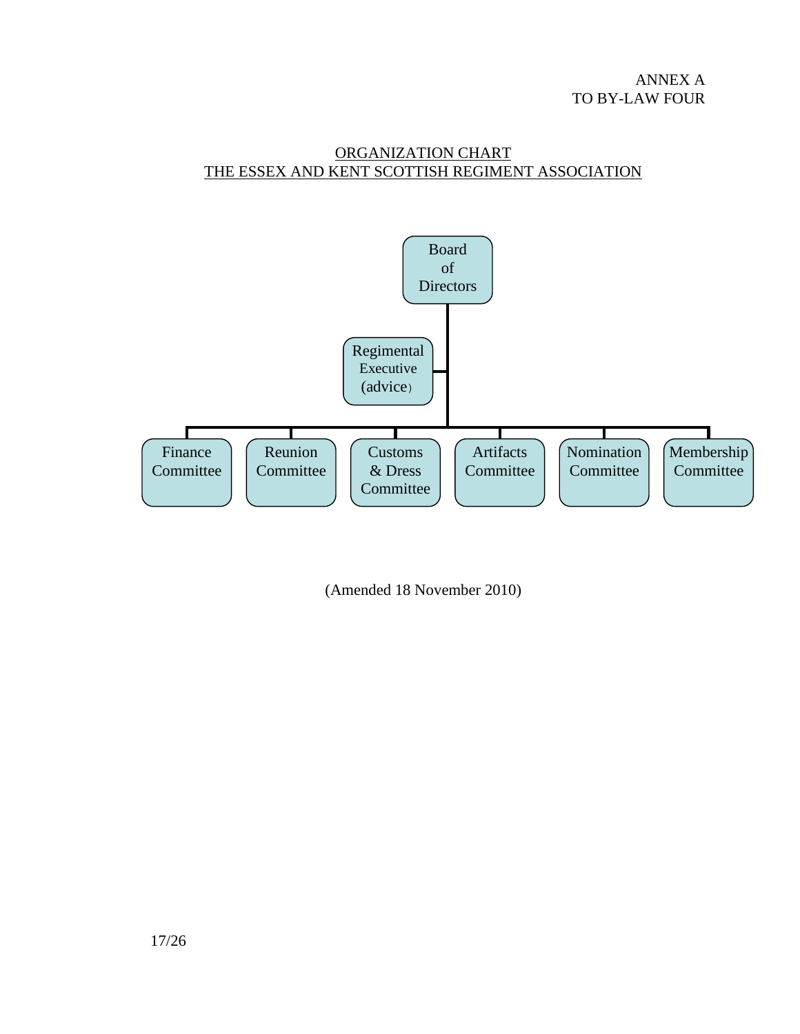ANNEX A
TO BY-LAW FOUR

## ORGANIZATION CHART
## THE ESSEX AND KENT SCOTTISH REGIMENT ASSOCIATION

Board of Directors

Regimental Executive (advice)

Finance Committee

Reunion Committee

Customs & Dress Committee

Artifacts Committee

Nomination Committee

Membership Committee

(Amended 18 November 2010)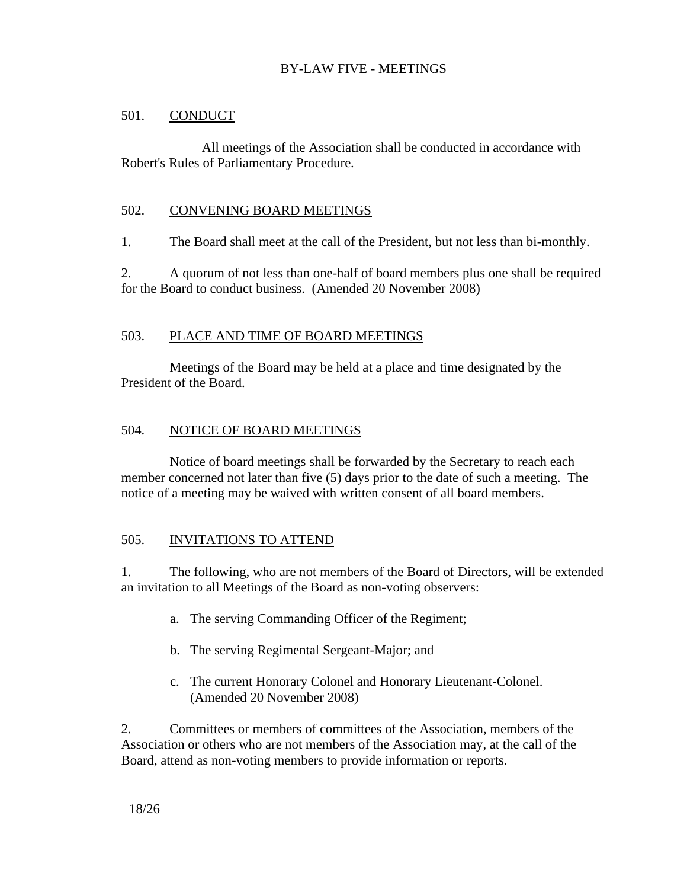# BY-LAW FIVE - MEETINGS

## 501. CONDUCT

All meetings of the Association shall be conducted in accordance with Robert's Rules of Parliamentary Procedure.

## 502. CONVENING BOARD MEETINGS

1. The Board shall meet at the call of the President, but not less than bi-monthly.

2. A quorum of not less than one-half of board members plus one shall be required for the Board to conduct business. (Amended 20 November 2008)

## 503. PLACE AND TIME OF BOARD MEETINGS

Meetings of the Board may be held at a place and time designated by the President of the Board.

## 504. NOTICE OF BOARD MEETINGS

Notice of board meetings shall be forwarded by the Secretary to reach each member concerned not later than five (5) days prior to the date of such a meeting. The notice of a meeting may be waived with written consent of all board members.

## 505. INVITATIONS TO ATTEND

1. The following, who are not members of the Board of Directors, will be extended an invitation to all Meetings of the Board as non-voting observers:

   a. The serving Commanding Officer of the Regiment;

   b. The serving Regimental Sergeant-Major; and

   c. The current Honorary Colonel and Honorary Lieutenant-Colonel. (Amended 20 November 2008)

2. Committees or members of committees of the Association, members of the Association or others who are not members of the Association may, at the call of the Board, attend as non-voting members to provide information or reports.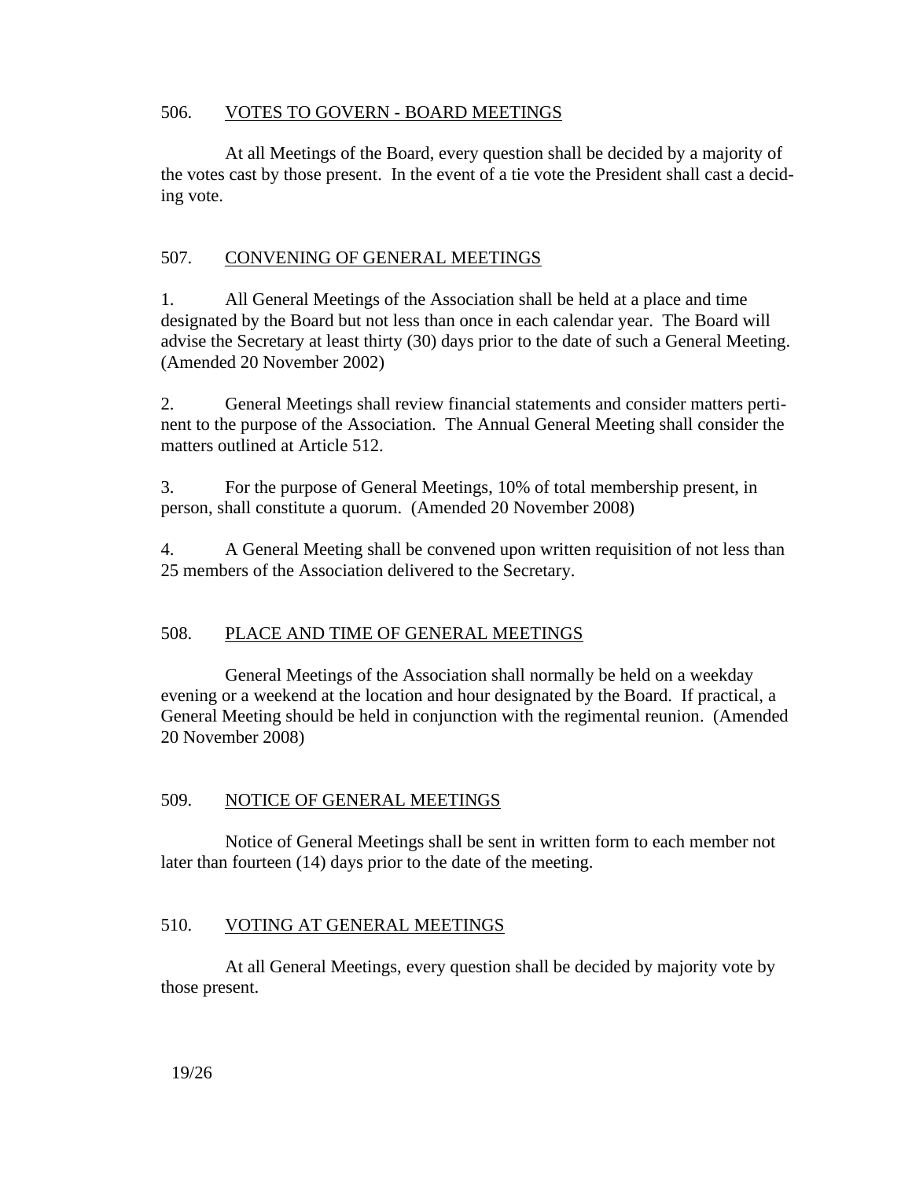## 506. VOTES TO GOVERN - BOARD MEETINGS

At all Meetings of the Board, every question shall be decided by a majority of the votes cast by those present. In the event of a tie vote the President shall cast a deciding vote.

## 507. CONVENING OF GENERAL MEETINGS

1. All General Meetings of the Association shall be held at a place and time designated by the Board but not less than once in each calendar year. The Board will advise the Secretary at least thirty (30) days prior to the date of such a General Meeting. (Amended 20 November 2002)

2. General Meetings shall review financial statements and consider matters pertinent to the purpose of the Association. The Annual General Meeting shall consider the matters outlined at Article 512.

3. For the purpose of General Meetings, 10% of total membership present, in person, shall constitute a quorum. (Amended 20 November 2008)

4. A General Meeting shall be convened upon written requisition of not less than 25 members of the Association delivered to the Secretary.

## 508. PLACE AND TIME OF GENERAL MEETINGS

General Meetings of the Association shall normally be held on a weekday evening or a weekend at the location and hour designated by the Board. If practical, a General Meeting should be held in conjunction with the regimental reunion. (Amended 20 November 2008)

## 509. NOTICE OF GENERAL MEETINGS

Notice of General Meetings shall be sent in written form to each member not later than fourteen (14) days prior to the date of the meeting.

## 510. VOTING AT GENERAL MEETINGS

At all General Meetings, every question shall be decided by majority vote by those present.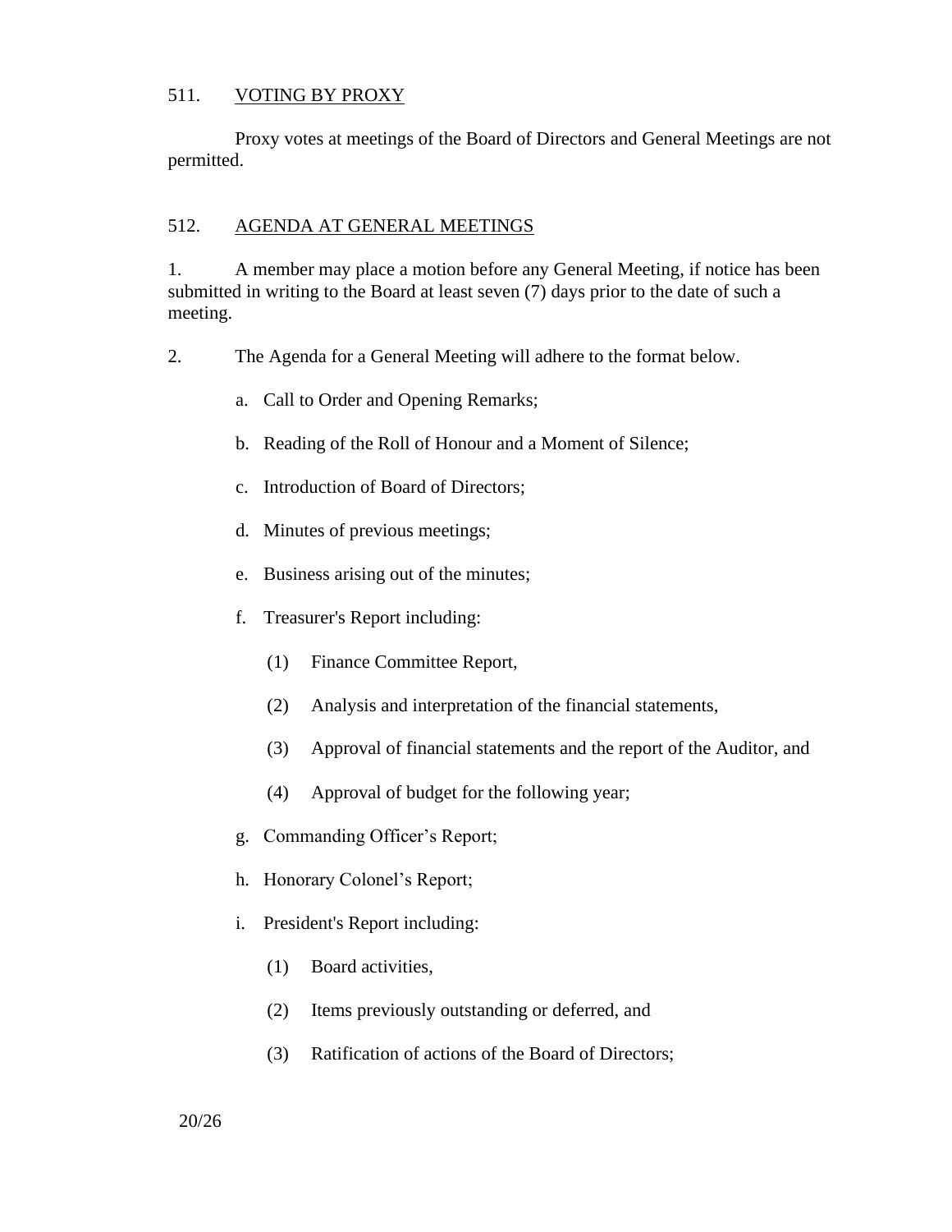## 511. VOTING BY PROXY

Proxy votes at meetings of the Board of Directors and General Meetings are not permitted.

## 512. AGENDA AT GENERAL MEETINGS

1. A member may place a motion before any General Meeting, if notice has been submitted in writing to the Board at least seven (7) days prior to the date of such a meeting.

2. The Agenda for a General Meeting will adhere to the format below.

   a. Call to Order and Opening Remarks;

   b. Reading of the Roll of Honour and a Moment of Silence;

   c. Introduction of Board of Directors;

   d. Minutes of previous meetings;

   e. Business arising out of the minutes;

   f. Treasurer's Report including:

      (1) Finance Committee Report,

      (2) Analysis and interpretation of the financial statements,

      (3) Approval of financial statements and the report of the Auditor, and

      (4) Approval of budget for the following year;

   g. Commanding Officer's Report;

   h. Honorary Colonel's Report;

   i. President's Report including:

      (1) Board activities,

      (2) Items previously outstanding or deferred, and

      (3) Ratification of actions of the Board of Directors;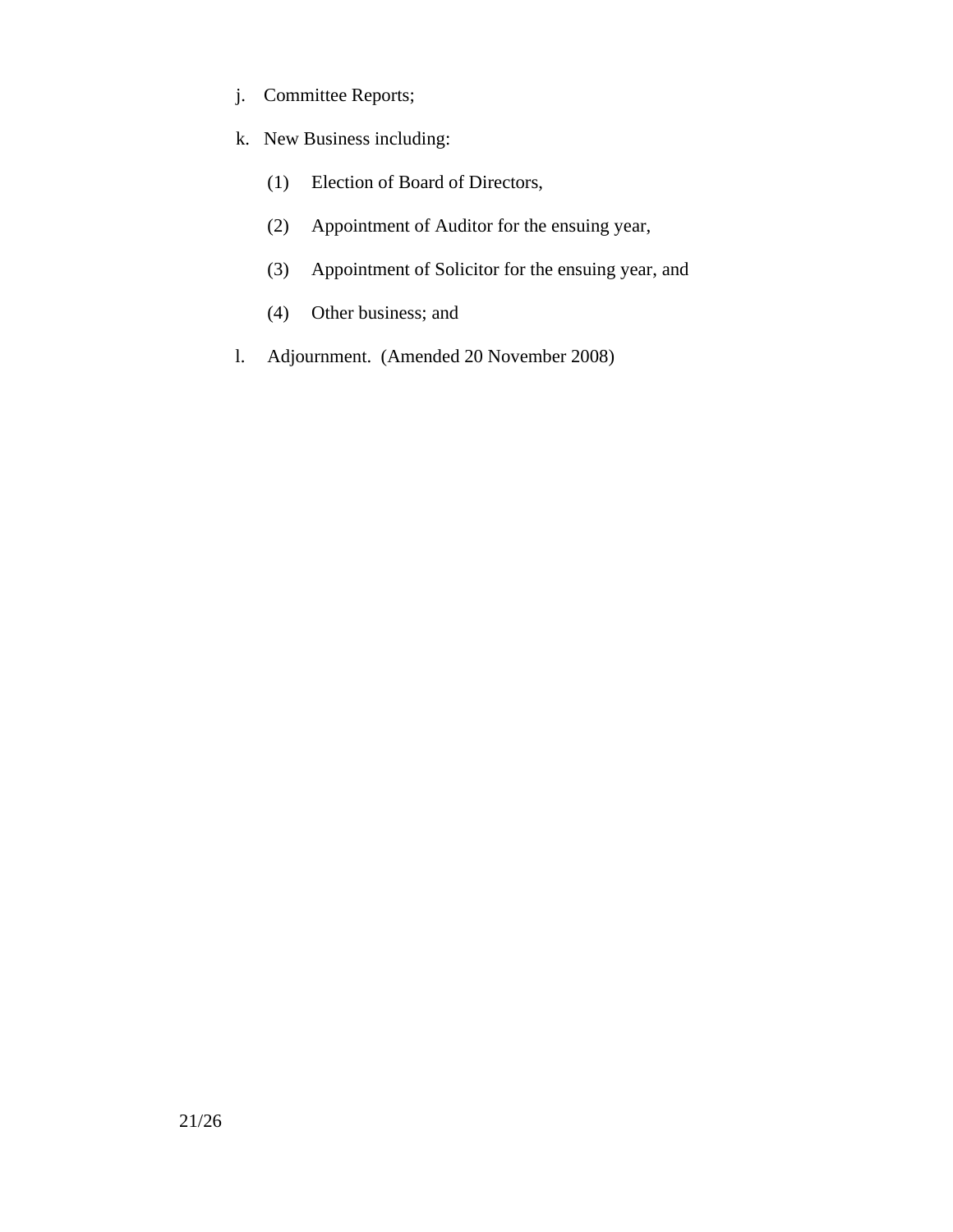j. Committee Reports;

k. New Business including:

   (1) Election of Board of Directors,

   (2) Appointment of Auditor for the ensuing year,

   (3) Appointment of Solicitor for the ensuing year, and

   (4) Other business; and

l. Adjournment. (Amended 20 November 2008)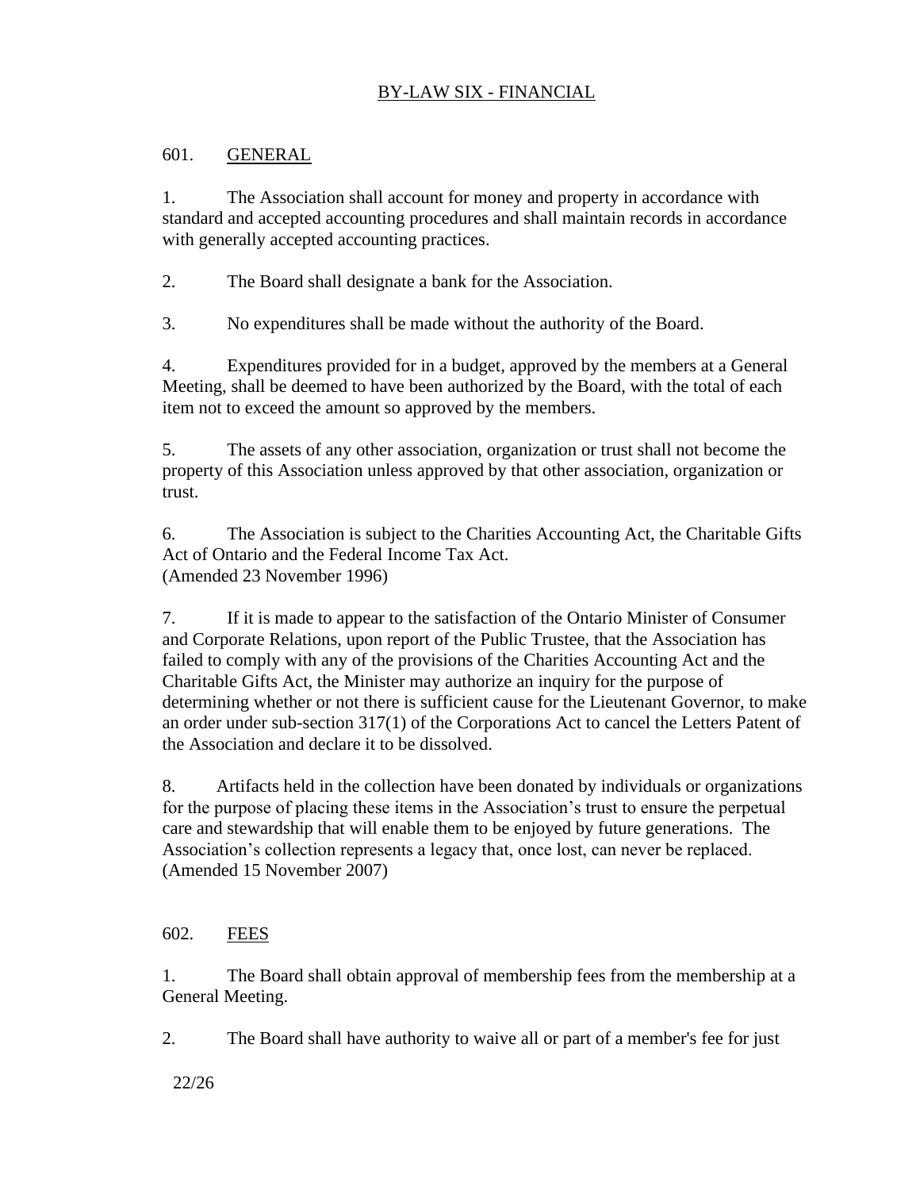## BY-LAW SIX - FINANCIAL

### 601. GENERAL

1. The Association shall account for money and property in accordance with standard and accepted accounting procedures and shall maintain records in accordance with generally accepted accounting practices.

2. The Board shall designate a bank for the Association.

3. No expenditures shall be made without the authority of the Board.

4. Expenditures provided for in a budget, approved by the members at a General Meeting, shall be deemed to have been authorized by the Board, with the total of each item not to exceed the amount so approved by the members.

5. The assets of any other association, organization or trust shall not become the property of this Association unless approved by that other association, organization or trust.

6. The Association is subject to the Charities Accounting Act, the Charitable Gifts Act of Ontario and the Federal Income Tax Act.
(Amended 23 November 1996)

7. If it is made to appear to the satisfaction of the Ontario Minister of Consumer and Corporate Relations, upon report of the Public Trustee, that the Association has failed to comply with any of the provisions of the Charities Accounting Act and the Charitable Gifts Act, the Minister may authorize an inquiry for the purpose of determining whether or not there is sufficient cause for the Lieutenant Governor, to make an order under sub-section 317(1) of the Corporations Act to cancel the Letters Patent of the Association and declare it to be dissolved.

8. Artifacts held in the collection have been donated by individuals or organizations for the purpose of placing these items in the Association's trust to ensure the perpetual care and stewardship that will enable them to be enjoyed by future generations. The Association's collection represents a legacy that, once lost, can never be replaced.
(Amended 15 November 2007)

### 602. FEES

1. The Board shall obtain approval of membership fees from the membership at a General Meeting.

2. The Board shall have authority to waive all or part of a member's fee for just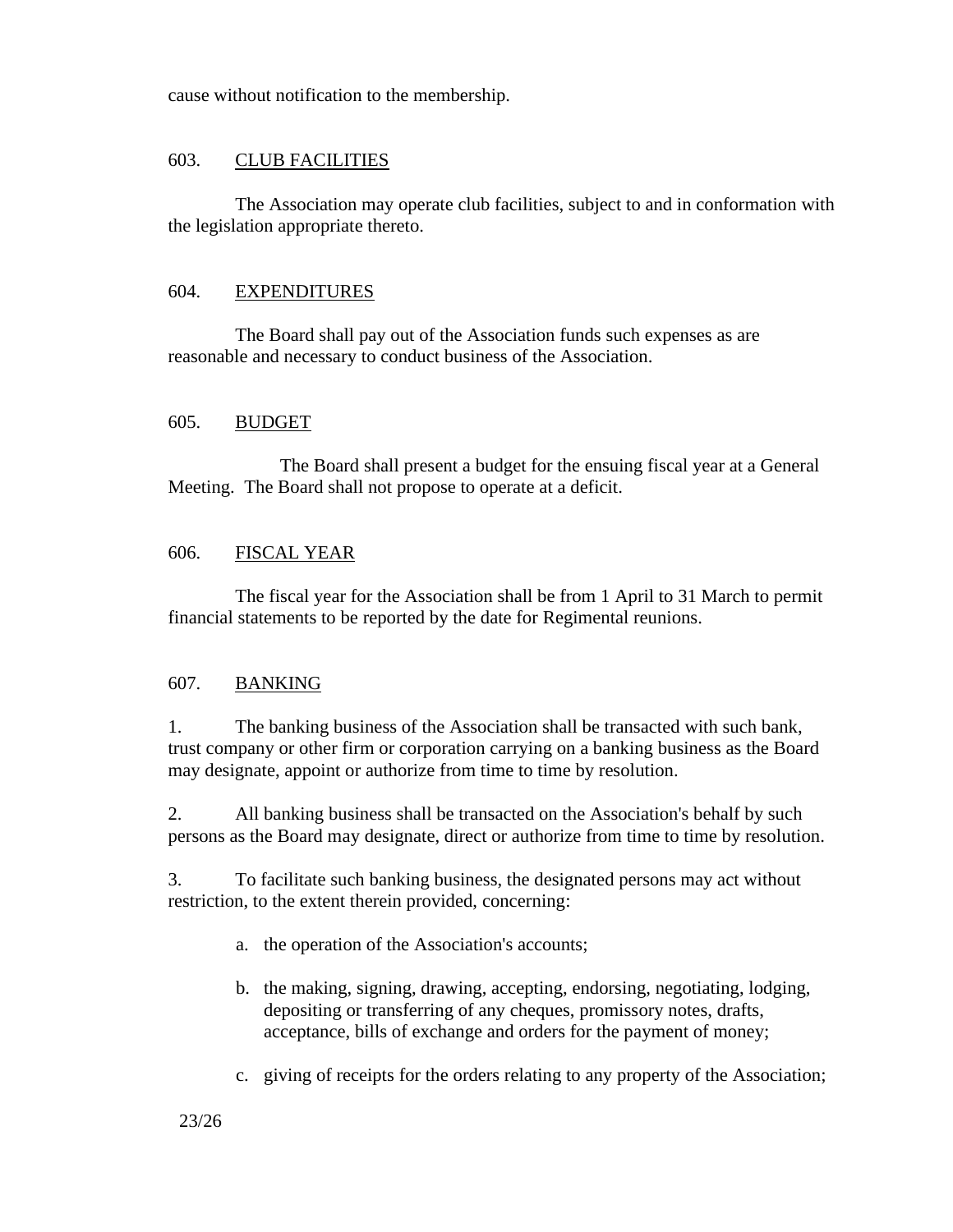cause without notification to the membership.

603. <u>CLUB FACILITIES</u>

The Association may operate club facilities, subject to and in conformation with the legislation appropriate thereto.

604. <u>EXPENDITURES</u>

The Board shall pay out of the Association funds such expenses as are reasonable and necessary to conduct business of the Association.

605. <u>BUDGET</u>

The Board shall present a budget for the ensuing fiscal year at a General Meeting. The Board shall not propose to operate at a deficit.

606. <u>FISCAL YEAR</u>

The fiscal year for the Association shall be from 1 April to 31 March to permit financial statements to be reported by the date for Regimental reunions.

607. <u>BANKING</u>

1. The banking business of the Association shall be transacted with such bank, trust company or other firm or corporation carrying on a banking business as the Board may designate, appoint or authorize from time to time by resolution.

2. All banking business shall be transacted on the Association's behalf by such persons as the Board may designate, direct or authorize from time to time by resolution.

3. To facilitate such banking business, the designated persons may act without restriction, to the extent therein provided, concerning:

   a. the operation of the Association's accounts;

   b. the making, signing, drawing, accepting, endorsing, negotiating, lodging, depositing or transferring of any cheques, promissory notes, drafts, acceptance, bills of exchange and orders for the payment of money;

   c. giving of receipts for the orders relating to any property of the Association;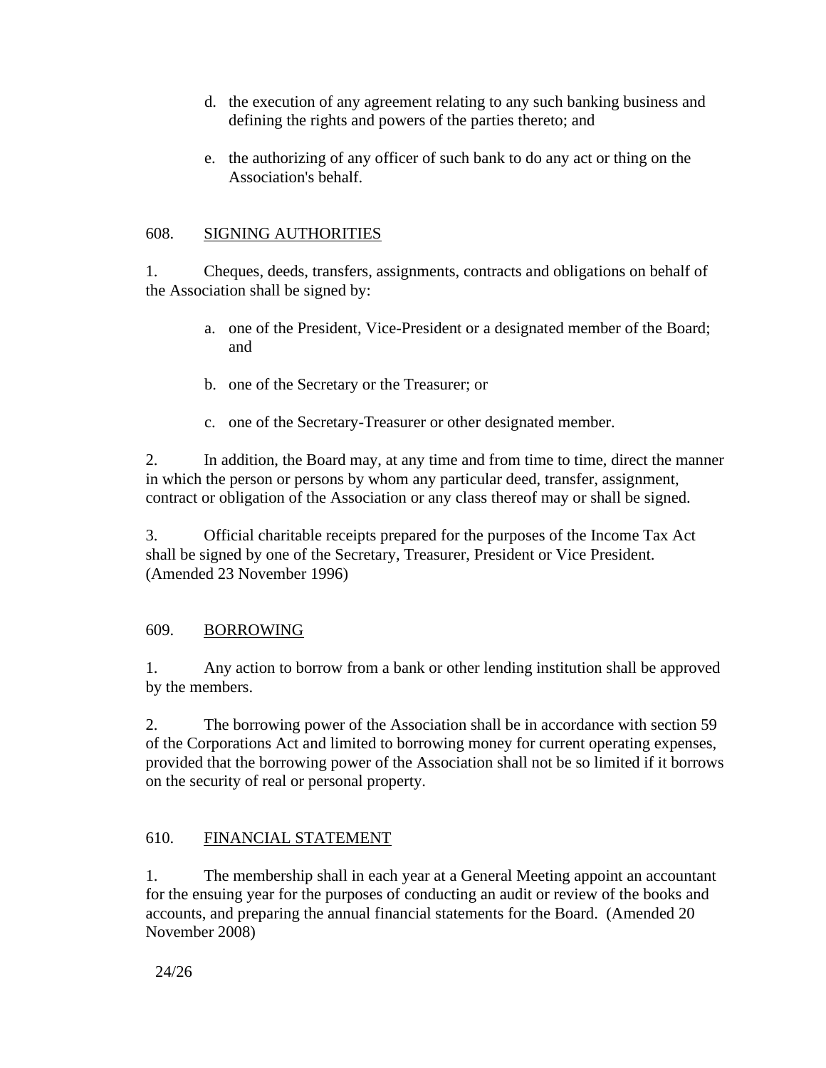d. the execution of any agreement relating to any such banking business and defining the rights and powers of the parties thereto; and

e. the authorizing of any officer of such bank to do any act or thing on the Association's behalf.

## 608. SIGNING AUTHORITIES

1. Cheques, deeds, transfers, assignments, contracts and obligations on behalf of the Association shall be signed by:

a. one of the President, Vice-President or a designated member of the Board; and

b. one of the Secretary or the Treasurer; or

c. one of the Secretary-Treasurer or other designated member.

2. In addition, the Board may, at any time and from time to time, direct the manner in which the person or persons by whom any particular deed, transfer, assignment, contract or obligation of the Association or any class thereof may or shall be signed.

3. Official charitable receipts prepared for the purposes of the Income Tax Act shall be signed by one of the Secretary, Treasurer, President or Vice President. (Amended 23 November 1996)

## 609. BORROWING

1. Any action to borrow from a bank or other lending institution shall be approved by the members.

2. The borrowing power of the Association shall be in accordance with section 59 of the Corporations Act and limited to borrowing money for current operating expenses, provided that the borrowing power of the Association shall not be so limited if it borrows on the security of real or personal property.

## 610. FINANCIAL STATEMENT

1. The membership shall in each year at a General Meeting appoint an accountant for the ensuing year for the purposes of conducting an audit or review of the books and accounts, and preparing the annual financial statements for the Board. (Amended 20 November 2008)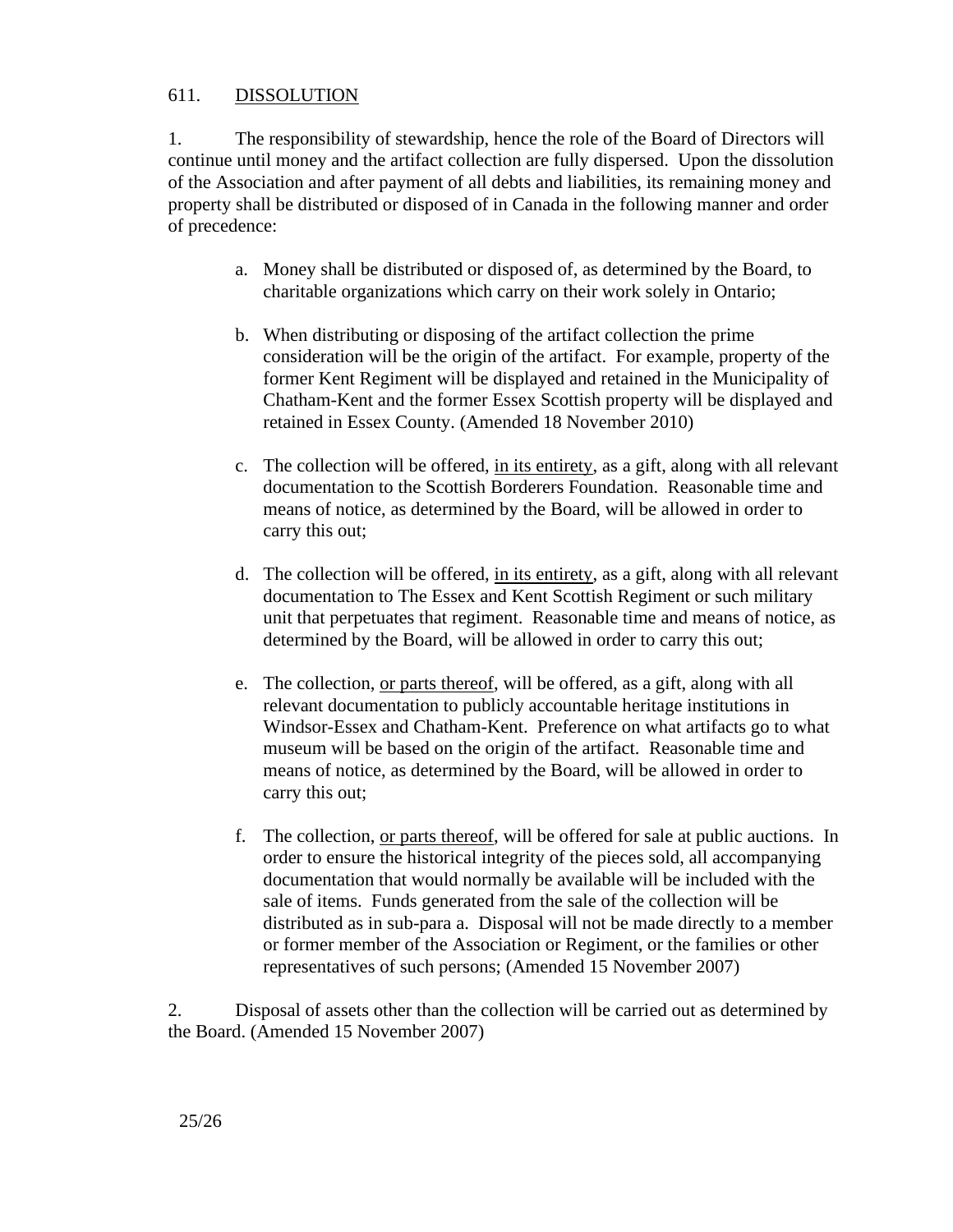## 611. <u>DISSOLUTION</u>

1. The responsibility of stewardship, hence the role of the Board of Directors will continue until money and the artifact collection are fully dispersed. Upon the dissolution of the Association and after payment of all debts and liabilities, its remaining money and property shall be distributed or disposed of in Canada in the following manner and order of precedence:

   a. Money shall be distributed or disposed of, as determined by the Board, to charitable organizations which carry on their work solely in Ontario;

   b. When distributing or disposing of the artifact collection the prime consideration will be the origin of the artifact. For example, property of the former Kent Regiment will be displayed and retained in the Municipality of Chatham-Kent and the former Essex Scottish property will be displayed and retained in Essex County. (Amended 18 November 2010)

   c. The collection will be offered, <u>in its entirety</u>, as a gift, along with all relevant documentation to the Scottish Borderers Foundation. Reasonable time and means of notice, as determined by the Board, will be allowed in order to carry this out;

   d. The collection will be offered, <u>in its entirety</u>, as a gift, along with all relevant documentation to The Essex and Kent Scottish Regiment or such military unit that perpetuates that regiment. Reasonable time and means of notice, as determined by the Board, will be allowed in order to carry this out;

   e. The collection, <u>or parts thereof</u>, will be offered, as a gift, along with all relevant documentation to publicly accountable heritage institutions in Windsor-Essex and Chatham-Kent. Preference on what artifacts go to what museum will be based on the origin of the artifact. Reasonable time and means of notice, as determined by the Board, will be allowed in order to carry this out;

   f. The collection, <u>or parts thereof</u>, will be offered for sale at public auctions. In order to ensure the historical integrity of the pieces sold, all accompanying documentation that would normally be available will be included with the sale of items. Funds generated from the sale of the collection will be distributed as in sub-para a. Disposal will not be made directly to a member or former member of the Association or Regiment, or the families or other representatives of such persons; (Amended 15 November 2007)

2. Disposal of assets other than the collection will be carried out as determined by the Board. (Amended 15 November 2007)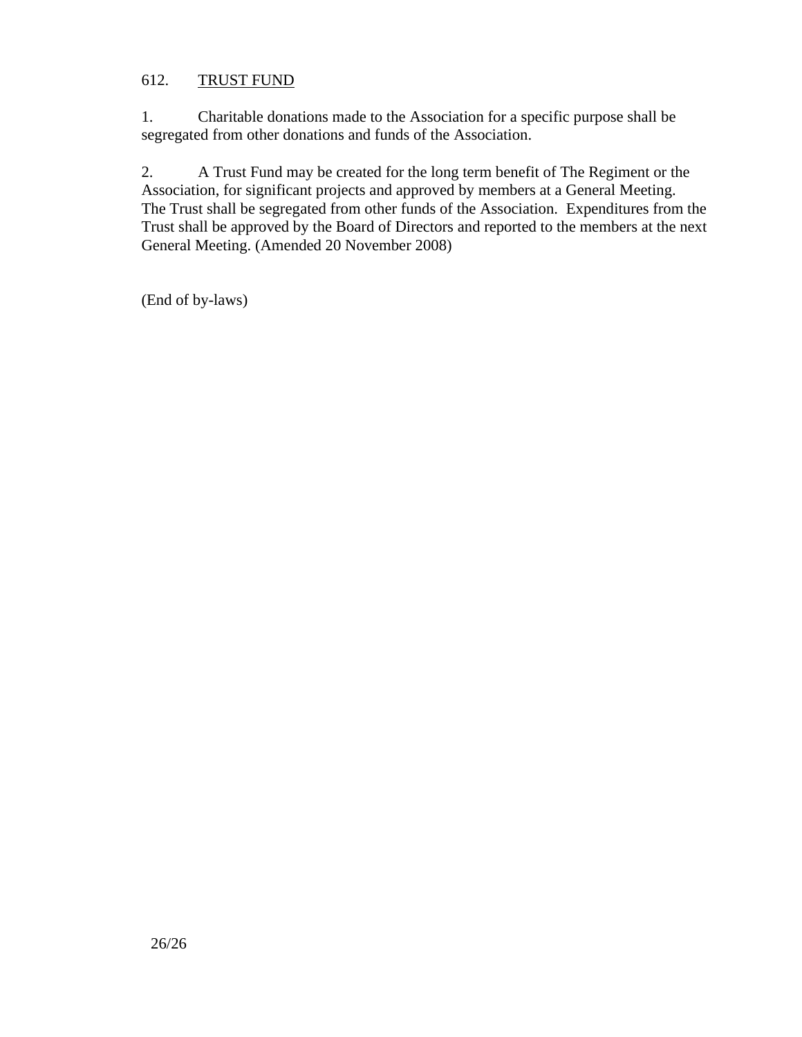612. <u>TRUST FUND</u>

1. Charitable donations made to the Association for a specific purpose shall be segregated from other donations and funds of the Association.

2. A Trust Fund may be created for the long term benefit of The Regiment or the Association, for significant projects and approved by members at a General Meeting. The Trust shall be segregated from other funds of the Association. Expenditures from the Trust shall be approved by the Board of Directors and reported to the members at the next General Meeting. (Amended 20 November 2008)

(End of by-laws)